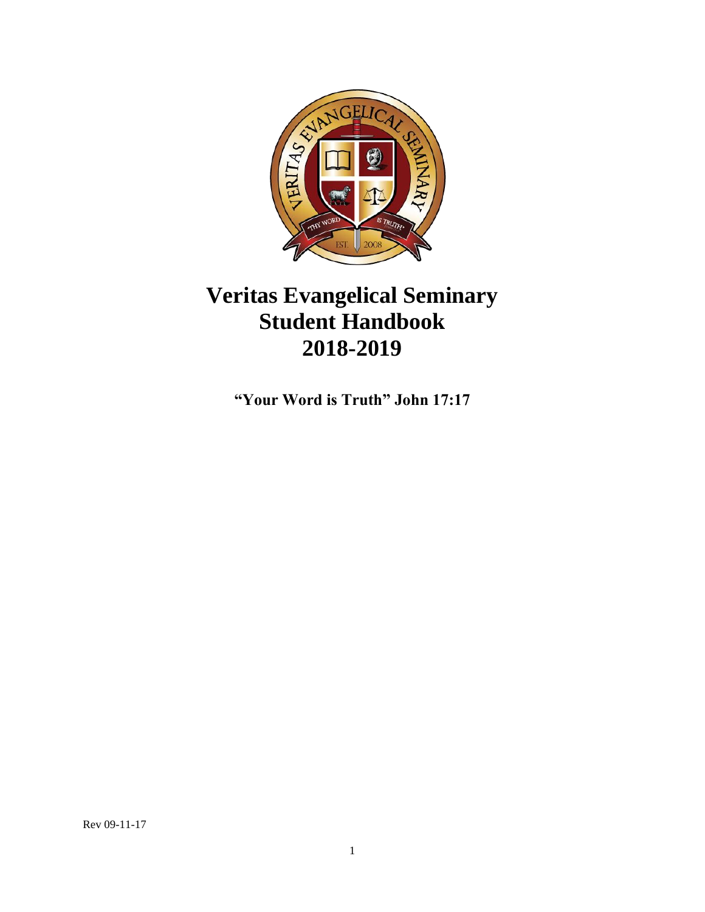# Veritas Evangelical Seminary Student Handbook 2018-2019

**"Your Word is Truth" John 17:17**

Rev 09-11-17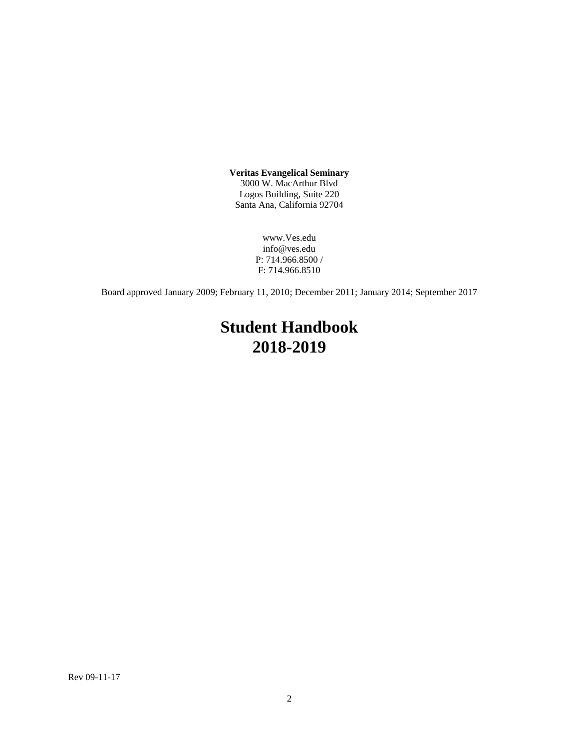**Veritas Evangelical Seminary**
3000 W. MacArthur Blvd
Logos Building, Suite 220
Santa Ana, California 92704

www.Ves.edu
info@ves.edu
P: 714.966.8500 /
F: 714.966.8510

Board approved January 2009; February 11, 2010; December 2011; January 2014; September 2017

# Student Handbook 2018-2019

Rev 09-11-17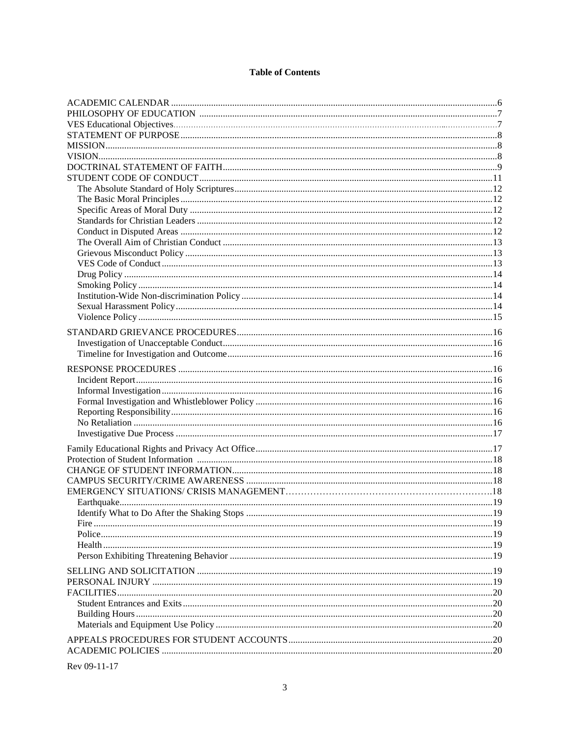**Table of Contents**

ACADEMIC CALENDAR ....................................................................................................................................6
PHILOSOPHY OF EDUCATION ...................................................................................................................7
VES Educational Objectives.............................................................................................................................7
STATEMENT OF PURPOSE..........................................................................................................................8
MISSION...........................................................................................................................................................8
VISION..............................................................................................................................................................8
DOCTRINAL STATEMENT OF FAITH.........................................................................................................9
STUDENT CODE OF CONDUCT..................................................................................................................11
- The Absolute Standard of Holy Scriptures.....................................................................................................12
- The Basic Moral Principles.............................................................................................................................12
- Specific Areas of Moral Duty .........................................................................................................................12
- Standards for Christian Leaders .....................................................................................................................12
- Conduct in Disputed Areas ............................................................................................................................12
- The Overall Aim of Christian Conduct ..........................................................................................................13
- Grievous Misconduct Policy ..........................................................................................................................13
- VES Code of Conduct ....................................................................................................................................13
- Drug Policy ....................................................................................................................................................14
- Smoking Policy ..............................................................................................................................................14
- Institution-Wide Non-discrimination Policy ..................................................................................................14
- Sexual Harassment Policy ..............................................................................................................................14
- Violence Policy ..............................................................................................................................................15

STANDARD GRIEVANCE PROCEDURES..................................................................................................16
- Investigation of Unacceptable Conduct..........................................................................................................16
- Timeline for Investigation and Outcome........................................................................................................16

RESPONSE PROCEDURES ...........................................................................................................................16
- Incident Report...............................................................................................................................................16
- Informal Investigation....................................................................................................................................16
- Formal Investigation and Whistleblower Policy ............................................................................................16
- Reporting Responsibility................................................................................................................................16
- No Retaliation ................................................................................................................................................16
- Investigative Due Process ..............................................................................................................................17

Family Educational Rights and Privacy Act Office..........................................................................................17
Protection of Student Information ...................................................................................................................18
CHANGE OF STUDENT INFORMATION.....................................................................................................18
CAMPUS SECURITY/CRIME AWARENESS ...............................................................................................18
EMERGENCY SITUATIONS/ CRISIS MANAGEMENT..............................................................................18
- Earthquake......................................................................................................................................................19
- Identify What to Do After the Shaking Stops ................................................................................................19
- Fire .................................................................................................................................................................19
- Police..............................................................................................................................................................19
- Health .............................................................................................................................................................19
- Person Exhibiting Threatening Behavior .......................................................................................................19

SELLING AND SOLICITATION ...................................................................................................................19
PERSONAL INJURY ......................................................................................................................................19
FACILITIES.....................................................................................................................................................20
- Student Entrances and Exits...........................................................................................................................20
- Building Hours...............................................................................................................................................20
- Materials and Equipment Use Policy .............................................................................................................20

APPEALS PROCEDURES FOR STUDENT ACCOUNTS.............................................................................20
ACADEMIC POLICIES ..................................................................................................................................20

Rev 09-11-17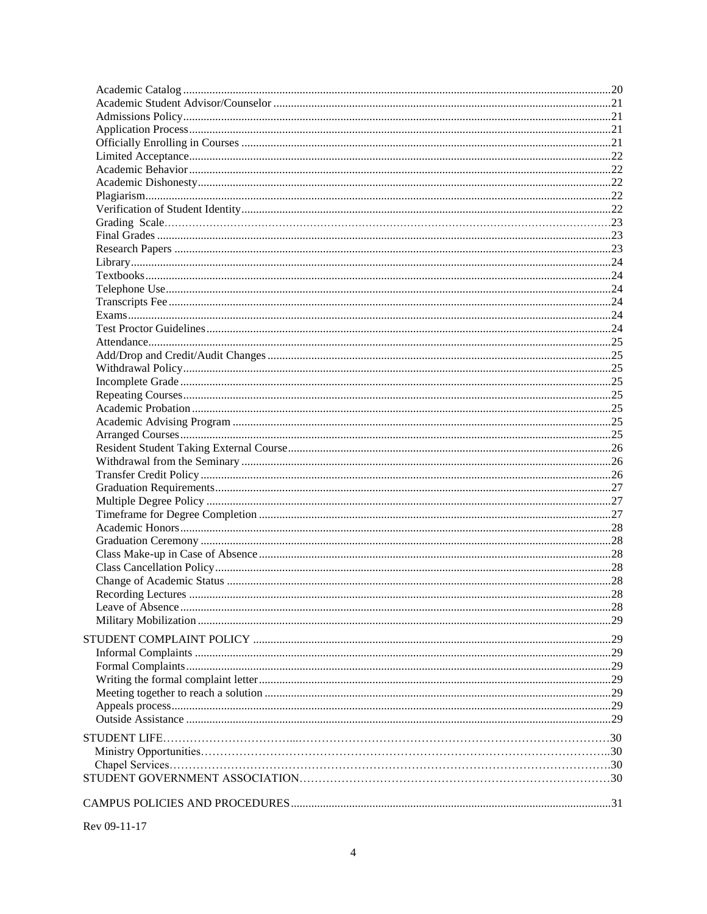Academic Catalog .......... 20
Academic Student Advisor/Counselor .......... 21
Admissions Policy .......... 21
Application Process .......... 21
Officially Enrolling in Courses .......... 21
Limited Acceptance .......... 22
Academic Behavior .......... 22
Academic Dishonesty .......... 22
Plagiarism .......... 22
Verification of Student Identity .......... 22
Grading Scale .......... 23
Final Grades .......... 23
Research Papers .......... 23
Library .......... 24
Textbooks .......... 24
Telephone Use .......... 24
Transcripts Fee .......... 24
Exams .......... 24
Test Proctor Guidelines .......... 24
Attendance .......... 25
Add/Drop and Credit/Audit Changes .......... 25
Withdrawal Policy .......... 25
Incomplete Grade .......... 25
Repeating Courses .......... 25
Academic Probation .......... 25
Academic Advising Program .......... 25
Arranged Courses .......... 25
Resident Student Taking External Course .......... 26
Withdrawal from the Seminary .......... 26
Transfer Credit Policy .......... 26
Graduation Requirements .......... 27
Multiple Degree Policy .......... 27
Timeframe for Degree Completion .......... 27
Academic Honors .......... 28
Graduation Ceremony .......... 28
Class Make-up in Case of Absence .......... 28
Class Cancellation Policy .......... 28
Change of Academic Status .......... 28
Recording Lectures .......... 28
Leave of Absence .......... 28
Military Mobilization .......... 29

STUDENT COMPLAINT POLICY .......... 29
Informal Complaints .......... 29
Formal Complaints .......... 29
Writing the formal complaint letter .......... 29
Meeting together to reach a solution .......... 29
Appeals process .......... 29
Outside Assistance .......... 29

STUDENT LIFE .......... 30
Ministry Opportunities .......... 30
Chapel Services .......... 30
STUDENT GOVERNMENT ASSOCIATION .......... 30

CAMPUS POLICIES AND PROCEDURES .......... 31

Rev 09-11-17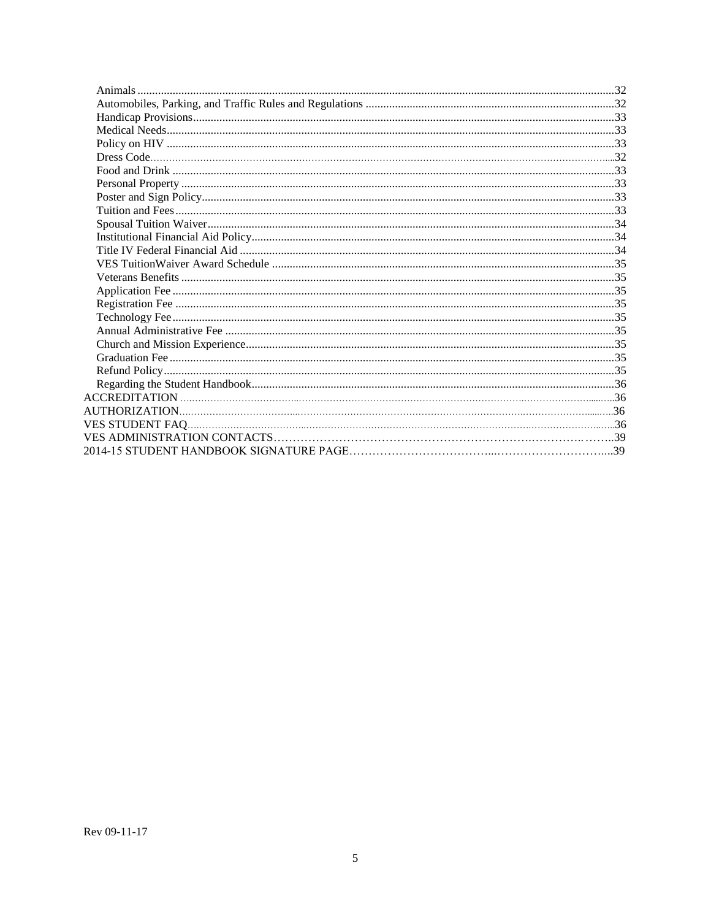Animals ....................................................................................................................................32
Automobiles, Parking, and Traffic Rules and Regulations ....................................................................32
Handicap Provisions..............................................................................................................................33
Medical Needs.......................................................................................................................................33
Policy on HIV .......................................................................................................................................33
Dress Code..............................................................................................................................................32
Food and Drink .....................................................................................................................................33
Personal Property ..................................................................................................................................33
Poster and Sign Policy...........................................................................................................................33
Tuition and Fees....................................................................................................................................33
Spousal Tuition Waiver.........................................................................................................................34
Institutional Financial Aid Policy..........................................................................................................34
Title IV Federal Financial Aid ..............................................................................................................34
VES TuitionWaiver Award Schedule ....................................................................................................35
Veterans Benefits ..................................................................................................................................35
Application Fee .....................................................................................................................................35
Registration Fee ....................................................................................................................................35
Technology Fee.....................................................................................................................................35
Annual Administrative Fee ...................................................................................................................35
Church and Mission Experience............................................................................................................35
Graduation Fee ......................................................................................................................................35
Refund Policy........................................................................................................................................35
Regarding the Student Handbook..........................................................................................................36
ACCREDITATION ..................................................................................................................................36
AUTHORIZATION..................................................................................................................................36
VES STUDENT FAQ..............................................................................................................................36
VES ADMINISTRATION CONTACTS……………………………………………………….………..……..39
2014-15 STUDENT HANDBOOK SIGNATURE PAGE………………………………...………………………....39

Rev 09-11-17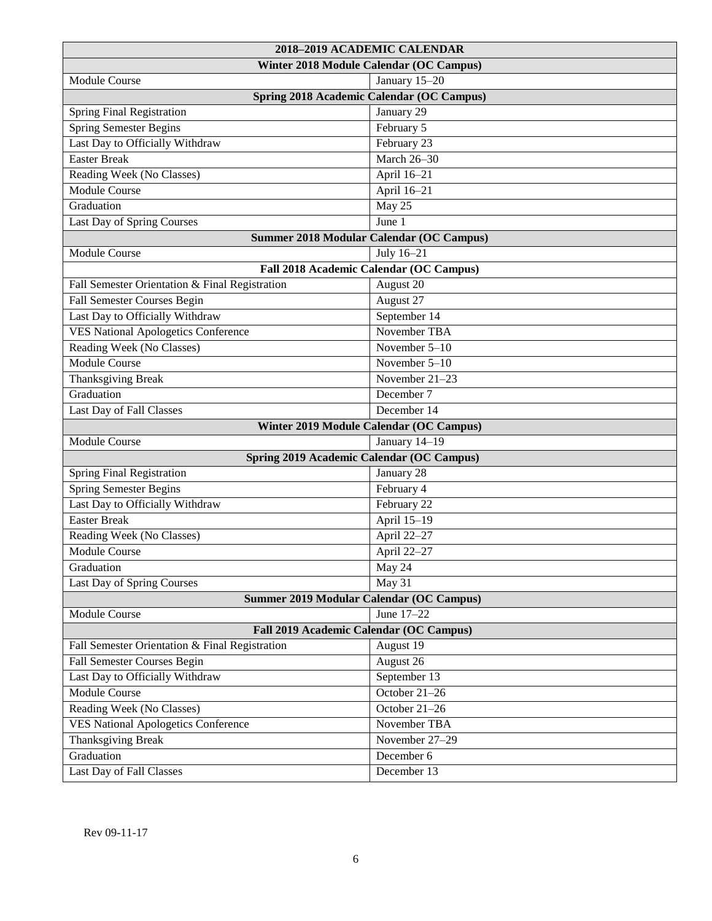| 2018–2019 ACADEMIC CALENDAR | |
|---|---|
| **Winter 2018 Module Calendar (OC Campus)** | |
| Module Course | January 15–20 |
| **Spring 2018 Academic Calendar (OC Campus)** | |
| Spring Final Registration | January 29 |
| Spring Semester Begins | February 5 |
| Last Day to Officially Withdraw | February 23 |
| Easter Break | March 26–30 |
| Reading Week (No Classes) | April 16–21 |
| Module Course | April 16–21 |
| Graduation | May 25 |
| Last Day of Spring Courses | June 1 |
| **Summer 2018 Modular Calendar (OC Campus)** | |
| Module Course | July 16–21 |
| **Fall 2018 Academic Calendar (OC Campus)** | |
| Fall Semester Orientation & Final Registration | August 20 |
| Fall Semester Courses Begin | August 27 |
| Last Day to Officially Withdraw | September 14 |
| VES National Apologetics Conference | November TBA |
| Reading Week (No Classes) | November 5–10 |
| Module Course | November 5–10 |
| Thanksgiving Break | November 21–23 |
| Graduation | December 7 |
| Last Day of Fall Classes | December 14 |
| **Winter 2019 Module Calendar (OC Campus)** | |
| Module Course | January 14–19 |
| **Spring 2019 Academic Calendar (OC Campus)** | |
| Spring Final Registration | January 28 |
| Spring Semester Begins | February 4 |
| Last Day to Officially Withdraw | February 22 |
| Easter Break | April 15–19 |
| Reading Week (No Classes) | April 22–27 |
| Module Course | April 22–27 |
| Graduation | May 24 |
| Last Day of Spring Courses | May 31 |
| **Summer 2019 Modular Calendar (OC Campus)** | |
| Module Course | June 17–22 |
| **Fall 2019 Academic Calendar (OC Campus)** | |
| Fall Semester Orientation & Final Registration | August 19 |
| Fall Semester Courses Begin | August 26 |
| Last Day to Officially Withdraw | September 13 |
| Module Course | October 21–26 |
| Reading Week (No Classes) | October 21–26 |
| VES National Apologetics Conference | November TBA |
| Thanksgiving Break | November 27–29 |
| Graduation | December 6 |
| Last Day of Fall Classes | December 13 |

Rev 09-11-17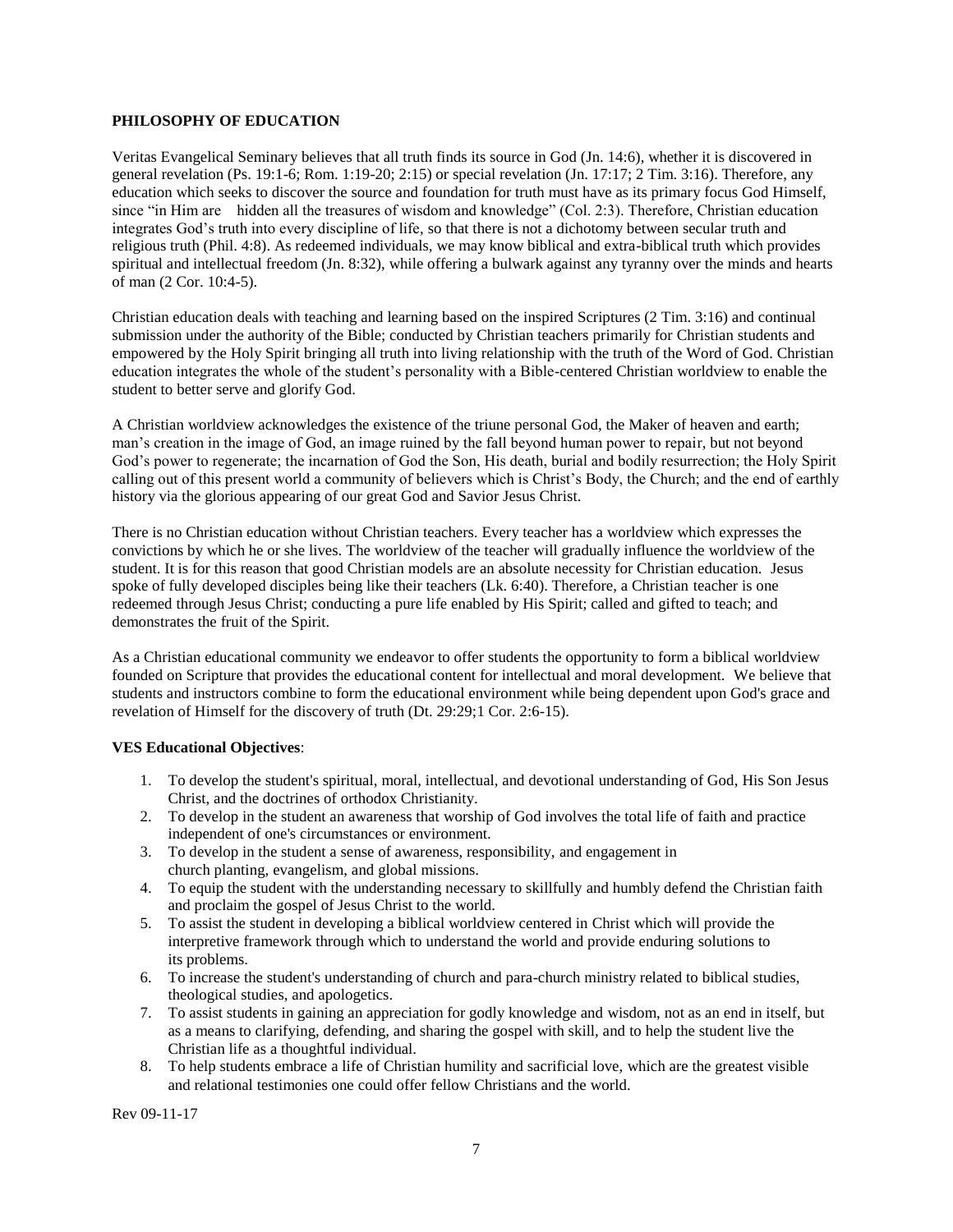**PHILOSOPHY OF EDUCATION**

Veritas Evangelical Seminary believes that all truth finds its source in God (Jn. 14:6), whether it is discovered in general revelation (Ps. 19:1-6; Rom. 1:19-20; 2:15) or special revelation (Jn. 17:17; 2 Tim. 3:16). Therefore, any education which seeks to discover the source and foundation for truth must have as its primary focus God Himself, since "in Him are hidden all the treasures of wisdom and knowledge" (Col. 2:3). Therefore, Christian education integrates God's truth into every discipline of life, so that there is not a dichotomy between secular truth and religious truth (Phil. 4:8). As redeemed individuals, we may know biblical and extra-biblical truth which provides spiritual and intellectual freedom (Jn. 8:32), while offering a bulwark against any tyranny over the minds and hearts of man (2 Cor. 10:4-5).

Christian education deals with teaching and learning based on the inspired Scriptures (2 Tim. 3:16) and continual submission under the authority of the Bible; conducted by Christian teachers primarily for Christian students and empowered by the Holy Spirit bringing all truth into living relationship with the truth of the Word of God. Christian education integrates the whole of the student's personality with a Bible-centered Christian worldview to enable the student to better serve and glorify God.

A Christian worldview acknowledges the existence of the triune personal God, the Maker of heaven and earth; man's creation in the image of God, an image ruined by the fall beyond human power to repair, but not beyond God's power to regenerate; the incarnation of God the Son, His death, burial and bodily resurrection; the Holy Spirit calling out of this present world a community of believers which is Christ's Body, the Church; and the end of earthly history via the glorious appearing of our great God and Savior Jesus Christ.

There is no Christian education without Christian teachers. Every teacher has a worldview which expresses the convictions by which he or she lives. The worldview of the teacher will gradually influence the worldview of the student. It is for this reason that good Christian models are an absolute necessity for Christian education. Jesus spoke of fully developed disciples being like their teachers (Lk. 6:40). Therefore, a Christian teacher is one redeemed through Jesus Christ; conducting a pure life enabled by His Spirit; called and gifted to teach; and demonstrates the fruit of the Spirit.

As a Christian educational community we endeavor to offer students the opportunity to form a biblical worldview founded on Scripture that provides the educational content for intellectual and moral development. We believe that students and instructors combine to form the educational environment while being dependent upon God's grace and revelation of Himself for the discovery of truth (Dt. 29:29;1 Cor. 2:6-15).

**VES Educational Objectives**:

1. To develop the student's spiritual, moral, intellectual, and devotional understanding of God, His Son Jesus Christ, and the doctrines of orthodox Christianity.
2. To develop in the student an awareness that worship of God involves the total life of faith and practice independent of one's circumstances or environment.
3. To develop in the student a sense of awareness, responsibility, and engagement in church planting, evangelism, and global missions.
4. To equip the student with the understanding necessary to skillfully and humbly defend the Christian faith and proclaim the gospel of Jesus Christ to the world.
5. To assist the student in developing a biblical worldview centered in Christ which will provide the interpretive framework through which to understand the world and provide enduring solutions to its problems.
6. To increase the student's understanding of church and para-church ministry related to biblical studies, theological studies, and apologetics.
7. To assist students in gaining an appreciation for godly knowledge and wisdom, not as an end in itself, but as a means to clarifying, defending, and sharing the gospel with skill, and to help the student live the Christian life as a thoughtful individual.
8. To help students embrace a life of Christian humility and sacrificial love, which are the greatest visible and relational testimonies one could offer fellow Christians and the world.

Rev 09-11-17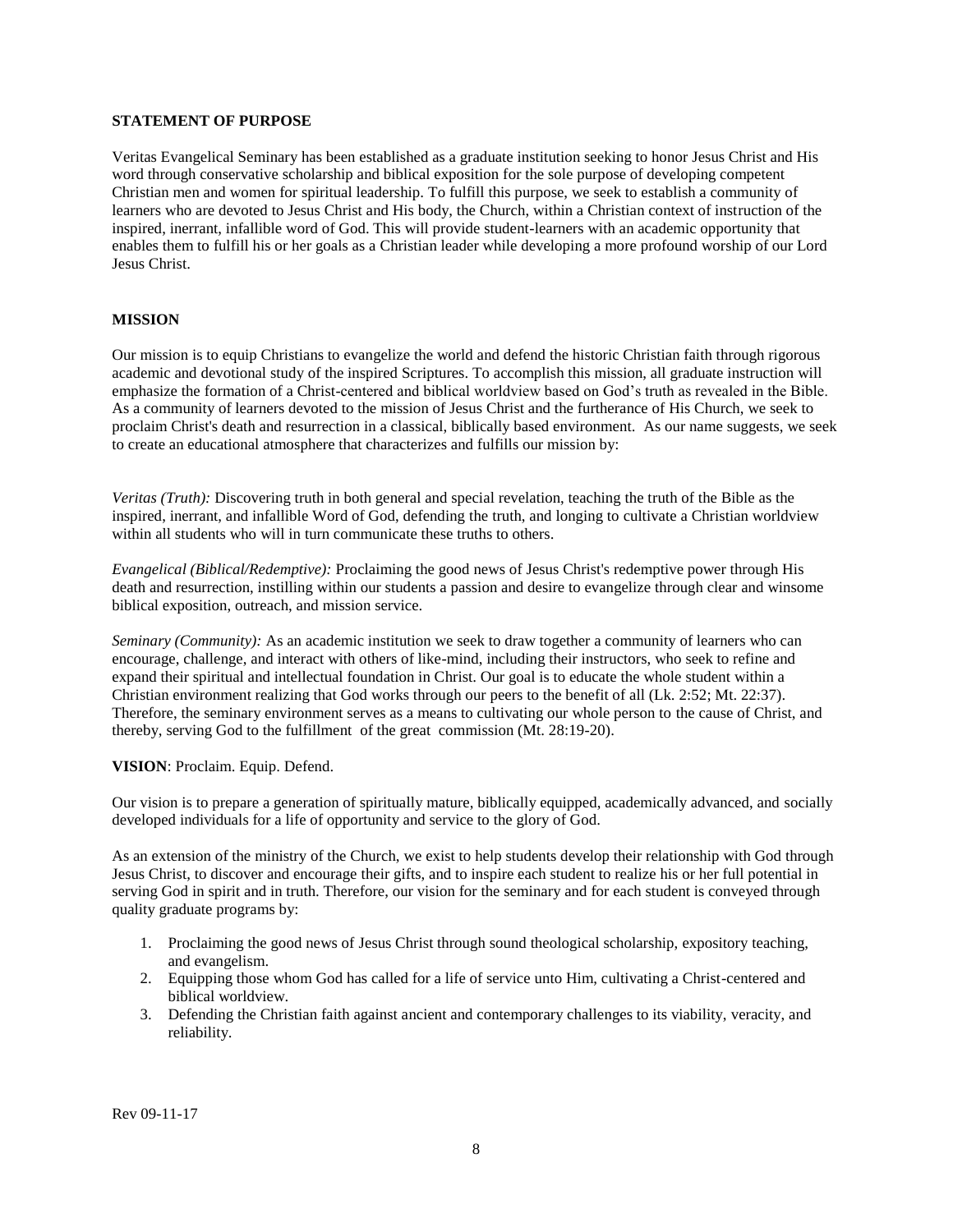**STATEMENT OF PURPOSE**

Veritas Evangelical Seminary has been established as a graduate institution seeking to honor Jesus Christ and His word through conservative scholarship and biblical exposition for the sole purpose of developing competent Christian men and women for spiritual leadership. To fulfill this purpose, we seek to establish a community of learners who are devoted to Jesus Christ and His body, the Church, within a Christian context of instruction of the inspired, inerrant, infallible word of God. This will provide student-learners with an academic opportunity that enables them to fulfill his or her goals as a Christian leader while developing a more profound worship of our Lord Jesus Christ.

**MISSION**

Our mission is to equip Christians to evangelize the world and defend the historic Christian faith through rigorous academic and devotional study of the inspired Scriptures. To accomplish this mission, all graduate instruction will emphasize the formation of a Christ-centered and biblical worldview based on God's truth as revealed in the Bible. As a community of learners devoted to the mission of Jesus Christ and the furtherance of His Church, we seek to proclaim Christ's death and resurrection in a classical, biblically based environment. As our name suggests, we seek to create an educational atmosphere that characterizes and fulfills our mission by:

*Veritas (Truth):* Discovering truth in both general and special revelation, teaching the truth of the Bible as the inspired, inerrant, and infallible Word of God, defending the truth, and longing to cultivate a Christian worldview within all students who will in turn communicate these truths to others.

*Evangelical (Biblical/Redemptive):* Proclaiming the good news of Jesus Christ's redemptive power through His death and resurrection, instilling within our students a passion and desire to evangelize through clear and winsome biblical exposition, outreach, and mission service.

*Seminary (Community):* As an academic institution we seek to draw together a community of learners who can encourage, challenge, and interact with others of like-mind, including their instructors, who seek to refine and expand their spiritual and intellectual foundation in Christ. Our goal is to educate the whole student within a Christian environment realizing that God works through our peers to the benefit of all (Lk. 2:52; Mt. 22:37). Therefore, the seminary environment serves as a means to cultivating our whole person to the cause of Christ, and thereby, serving God to the fulfillment of the great commission (Mt. 28:19-20).

**VISION**: Proclaim. Equip. Defend.

Our vision is to prepare a generation of spiritually mature, biblically equipped, academically advanced, and socially developed individuals for a life of opportunity and service to the glory of God.

As an extension of the ministry of the Church, we exist to help students develop their relationship with God through Jesus Christ, to discover and encourage their gifts, and to inspire each student to realize his or her full potential in serving God in spirit and in truth. Therefore, our vision for the seminary and for each student is conveyed through quality graduate programs by:

1. Proclaiming the good news of Jesus Christ through sound theological scholarship, expository teaching, and evangelism.
2. Equipping those whom God has called for a life of service unto Him, cultivating a Christ-centered and biblical worldview.
3. Defending the Christian faith against ancient and contemporary challenges to its viability, veracity, and reliability.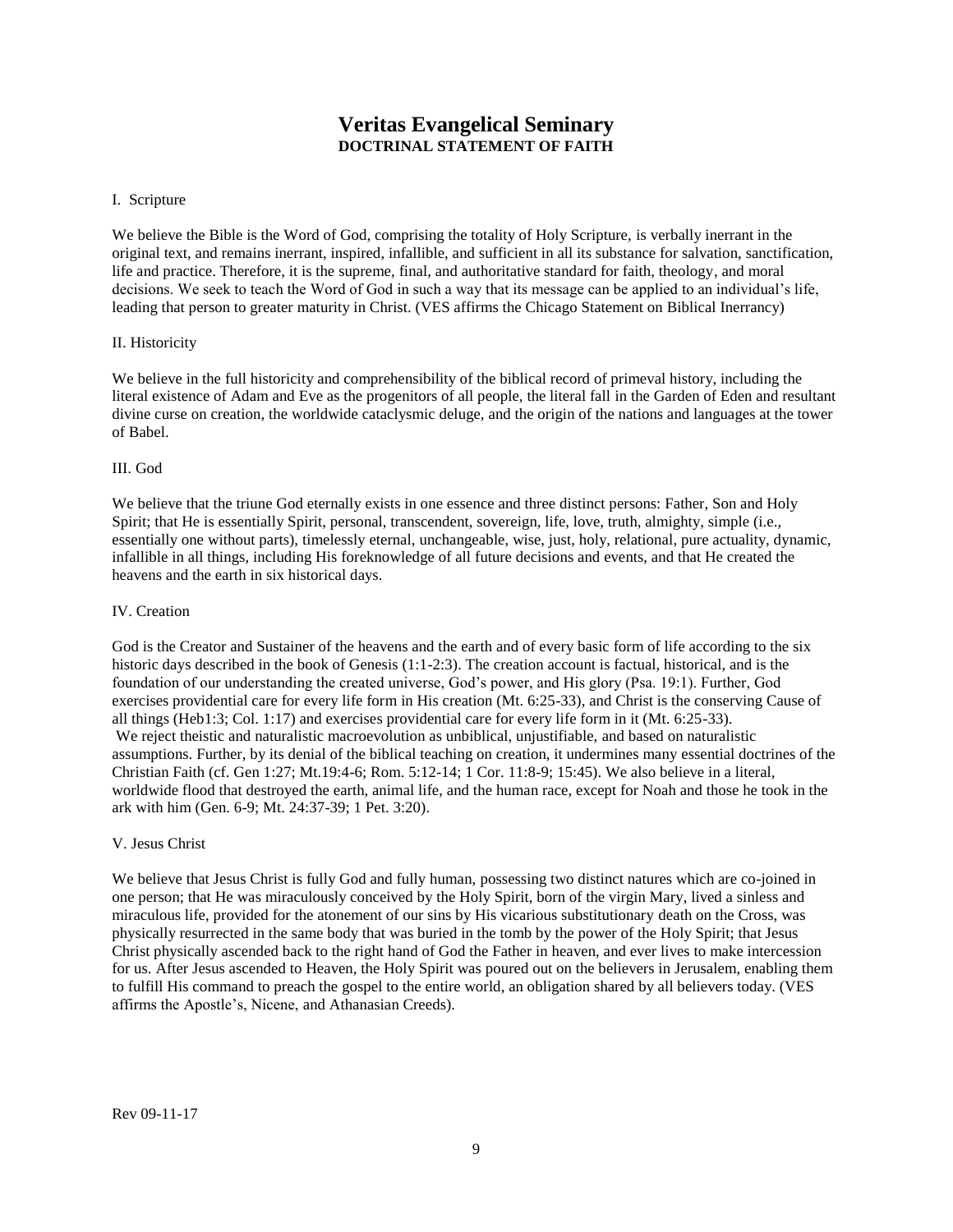# Veritas Evangelical Seminary
## DOCTRINAL STATEMENT OF FAITH

I. Scripture

We believe the Bible is the Word of God, comprising the totality of Holy Scripture, is verbally inerrant in the original text, and remains inerrant, inspired, infallible, and sufficient in all its substance for salvation, sanctification, life and practice. Therefore, it is the supreme, final, and authoritative standard for faith, theology, and moral decisions. We seek to teach the Word of God in such a way that its message can be applied to an individual's life, leading that person to greater maturity in Christ. (VES affirms the Chicago Statement on Biblical Inerrancy)

II. Historicity

We believe in the full historicity and comprehensibility of the biblical record of primeval history, including the literal existence of Adam and Eve as the progenitors of all people, the literal fall in the Garden of Eden and resultant divine curse on creation, the worldwide cataclysmic deluge, and the origin of the nations and languages at the tower of Babel.

III. God

We believe that the triune God eternally exists in one essence and three distinct persons: Father, Son and Holy Spirit; that He is essentially Spirit, personal, transcendent, sovereign, life, love, truth, almighty, simple (i.e., essentially one without parts), timelessly eternal, unchangeable, wise, just, holy, relational, pure actuality, dynamic, infallible in all things, including His foreknowledge of all future decisions and events, and that He created the heavens and the earth in six historical days.

IV. Creation

God is the Creator and Sustainer of the heavens and the earth and of every basic form of life according to the six historic days described in the book of Genesis (1:1-2:3). The creation account is factual, historical, and is the foundation of our understanding the created universe, God's power, and His glory (Psa. 19:1). Further, God exercises providential care for every life form in His creation (Mt. 6:25-33), and Christ is the conserving Cause of all things (Heb1:3; Col. 1:17) and exercises providential care for every life form in it (Mt. 6:25-33).
We reject theistic and naturalistic macroevolution as unbiblical, unjustifiable, and based on naturalistic assumptions. Further, by its denial of the biblical teaching on creation, it undermines many essential doctrines of the Christian Faith (cf. Gen 1:27; Mt.19:4-6; Rom. 5:12-14; 1 Cor. 11:8-9; 15:45). We also believe in a literal, worldwide flood that destroyed the earth, animal life, and the human race, except for Noah and those he took in the ark with him (Gen. 6-9; Mt. 24:37-39; 1 Pet. 3:20).

V. Jesus Christ

We believe that Jesus Christ is fully God and fully human, possessing two distinct natures which are co-joined in one person; that He was miraculously conceived by the Holy Spirit, born of the virgin Mary, lived a sinless and miraculous life, provided for the atonement of our sins by His vicarious substitutionary death on the Cross, was physically resurrected in the same body that was buried in the tomb by the power of the Holy Spirit; that Jesus Christ physically ascended back to the right hand of God the Father in heaven, and ever lives to make intercession for us. After Jesus ascended to Heaven, the Holy Spirit was poured out on the believers in Jerusalem, enabling them to fulfill His command to preach the gospel to the entire world, an obligation shared by all believers today. (VES affirms the Apostle's, Nicene, and Athanasian Creeds).

Rev 09-11-17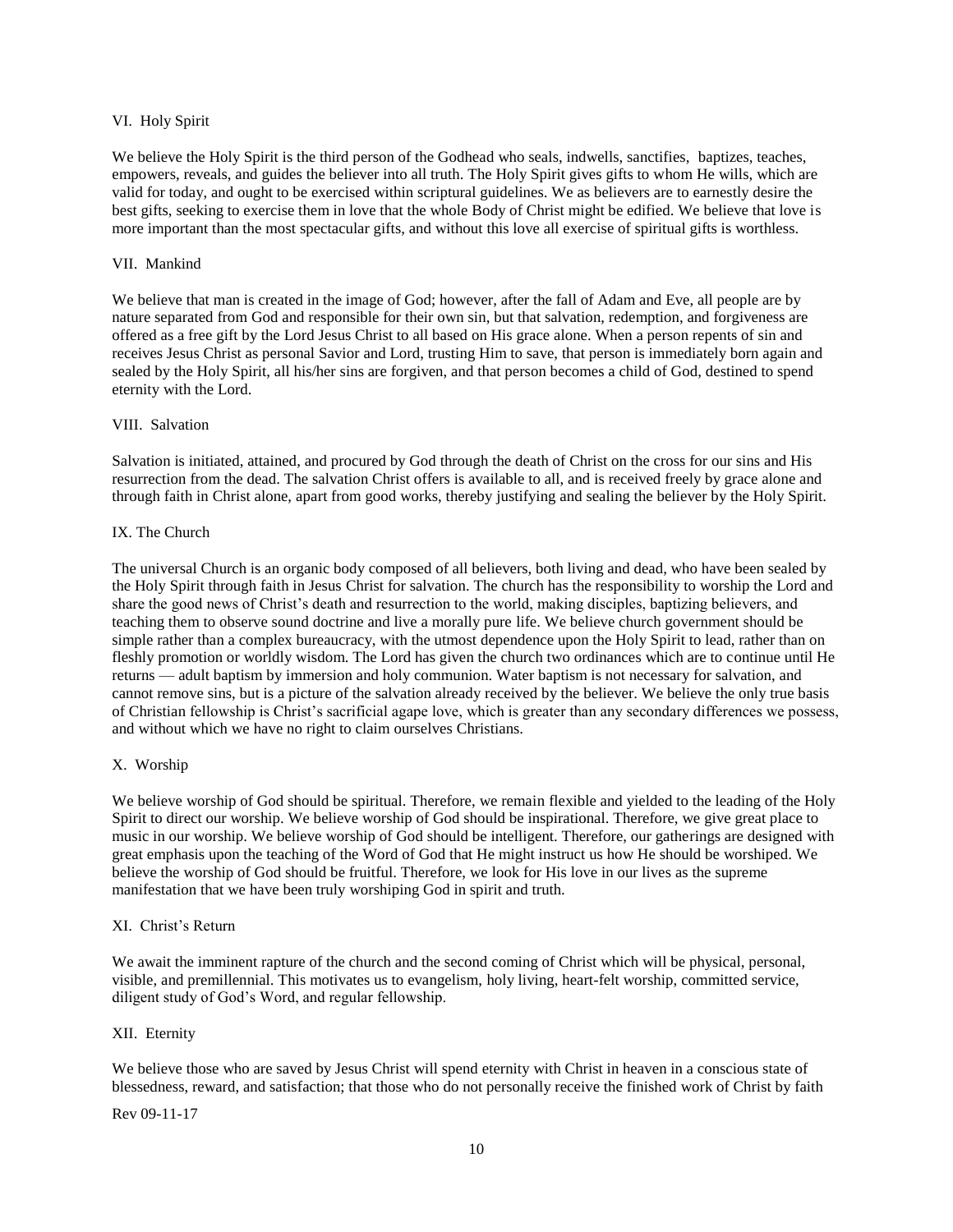## VI. Holy Spirit

We believe the Holy Spirit is the third person of the Godhead who seals, indwells, sanctifies, baptizes, teaches, empowers, reveals, and guides the believer into all truth. The Holy Spirit gives gifts to whom He wills, which are valid for today, and ought to be exercised within scriptural guidelines. We as believers are to earnestly desire the best gifts, seeking to exercise them in love that the whole Body of Christ might be edified. We believe that love is more important than the most spectacular gifts, and without this love all exercise of spiritual gifts is worthless.

## VII. Mankind

We believe that man is created in the image of God; however, after the fall of Adam and Eve, all people are by nature separated from God and responsible for their own sin, but that salvation, redemption, and forgiveness are offered as a free gift by the Lord Jesus Christ to all based on His grace alone. When a person repents of sin and receives Jesus Christ as personal Savior and Lord, trusting Him to save, that person is immediately born again and sealed by the Holy Spirit, all his/her sins are forgiven, and that person becomes a child of God, destined to spend eternity with the Lord.

## VIII. Salvation

Salvation is initiated, attained, and procured by God through the death of Christ on the cross for our sins and His resurrection from the dead. The salvation Christ offers is available to all, and is received freely by grace alone and through faith in Christ alone, apart from good works, thereby justifying and sealing the believer by the Holy Spirit.

## IX. The Church

The universal Church is an organic body composed of all believers, both living and dead, who have been sealed by the Holy Spirit through faith in Jesus Christ for salvation. The church has the responsibility to worship the Lord and share the good news of Christ's death and resurrection to the world, making disciples, baptizing believers, and teaching them to observe sound doctrine and live a morally pure life. We believe church government should be simple rather than a complex bureaucracy, with the utmost dependence upon the Holy Spirit to lead, rather than on fleshly promotion or worldly wisdom. The Lord has given the church two ordinances which are to continue until He returns — adult baptism by immersion and holy communion. Water baptism is not necessary for salvation, and cannot remove sins, but is a picture of the salvation already received by the believer. We believe the only true basis of Christian fellowship is Christ's sacrificial agape love, which is greater than any secondary differences we possess, and without which we have no right to claim ourselves Christians.

## X. Worship

We believe worship of God should be spiritual. Therefore, we remain flexible and yielded to the leading of the Holy Spirit to direct our worship. We believe worship of God should be inspirational. Therefore, we give great place to music in our worship. We believe worship of God should be intelligent. Therefore, our gatherings are designed with great emphasis upon the teaching of the Word of God that He might instruct us how He should be worshiped. We believe the worship of God should be fruitful. Therefore, we look for His love in our lives as the supreme manifestation that we have been truly worshiping God in spirit and truth.

## XI. Christ's Return

We await the imminent rapture of the church and the second coming of Christ which will be physical, personal, visible, and premillennial. This motivates us to evangelism, holy living, heart-felt worship, committed service, diligent study of God's Word, and regular fellowship.

## XII. Eternity

We believe those who are saved by Jesus Christ will spend eternity with Christ in heaven in a conscious state of blessedness, reward, and satisfaction; that those who do not personally receive the finished work of Christ by faith

Rev 09-11-17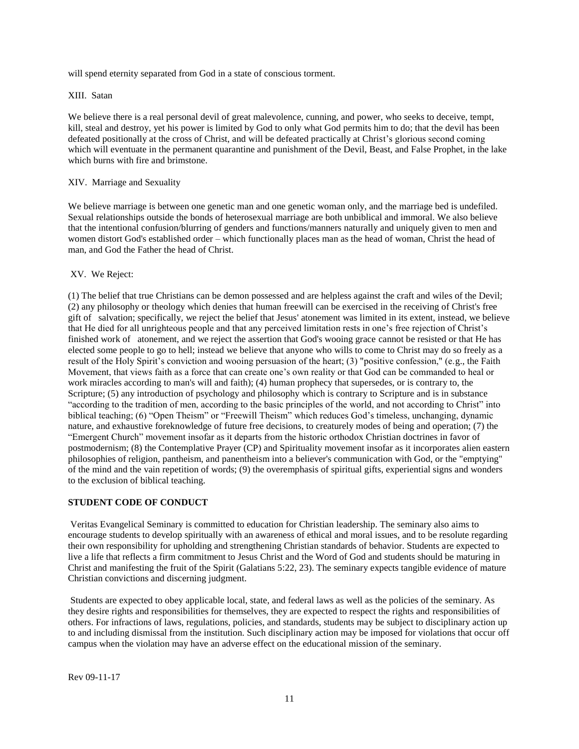will spend eternity separated from God in a state of conscious torment.

XIII. Satan

We believe there is a real personal devil of great malevolence, cunning, and power, who seeks to deceive, tempt, kill, steal and destroy, yet his power is limited by God to only what God permits him to do; that the devil has been defeated positionally at the cross of Christ, and will be defeated practically at Christ's glorious second coming which will eventuate in the permanent quarantine and punishment of the Devil, Beast, and False Prophet, in the lake which burns with fire and brimstone.

XIV. Marriage and Sexuality

We believe marriage is between one genetic man and one genetic woman only, and the marriage bed is undefiled. Sexual relationships outside the bonds of heterosexual marriage are both unbiblical and immoral. We also believe that the intentional confusion/blurring of genders and functions/manners naturally and uniquely given to men and women distort God's established order – which functionally places man as the head of woman, Christ the head of man, and God the Father the head of Christ.

XV. We Reject:

(1) The belief that true Christians can be demon possessed and are helpless against the craft and wiles of the Devil; (2) any philosophy or theology which denies that human freewill can be exercised in the receiving of Christ's free gift of salvation; specifically, we reject the belief that Jesus' atonement was limited in its extent, instead, we believe that He died for all unrighteous people and that any perceived limitation rests in one's free rejection of Christ's finished work of atonement, and we reject the assertion that God's wooing grace cannot be resisted or that He has elected some people to go to hell; instead we believe that anyone who wills to come to Christ may do so freely as a result of the Holy Spirit's conviction and wooing persuasion of the heart; (3) "positive confession," (e.g., the Faith Movement, that views faith as a force that can create one's own reality or that God can be commanded to heal or work miracles according to man's will and faith); (4) human prophecy that supersedes, or is contrary to, the Scripture; (5) any introduction of psychology and philosophy which is contrary to Scripture and is in substance "according to the tradition of men, according to the basic principles of the world, and not according to Christ" into biblical teaching; (6) "Open Theism" or "Freewill Theism" which reduces God's timeless, unchanging, dynamic nature, and exhaustive foreknowledge of future free decisions, to creaturely modes of being and operation; (7) the "Emergent Church" movement insofar as it departs from the historic orthodox Christian doctrines in favor of postmodernism; (8) the Contemplative Prayer (CP) and Spirituality movement insofar as it incorporates alien eastern philosophies of religion, pantheism, and panentheism into a believer's communication with God, or the "emptying" of the mind and the vain repetition of words; (9) the overemphasis of spiritual gifts, experiential signs and wonders to the exclusion of biblical teaching.

**STUDENT CODE OF CONDUCT**

Veritas Evangelical Seminary is committed to education for Christian leadership. The seminary also aims to encourage students to develop spiritually with an awareness of ethical and moral issues, and to be resolute regarding their own responsibility for upholding and strengthening Christian standards of behavior. Students are expected to live a life that reflects a firm commitment to Jesus Christ and the Word of God and students should be maturing in Christ and manifesting the fruit of the Spirit (Galatians 5:22, 23). The seminary expects tangible evidence of mature Christian convictions and discerning judgment.

Students are expected to obey applicable local, state, and federal laws as well as the policies of the seminary. As they desire rights and responsibilities for themselves, they are expected to respect the rights and responsibilities of others. For infractions of laws, regulations, policies, and standards, students may be subject to disciplinary action up to and including dismissal from the institution. Such disciplinary action may be imposed for violations that occur off campus when the violation may have an adverse effect on the educational mission of the seminary.

Rev 09-11-17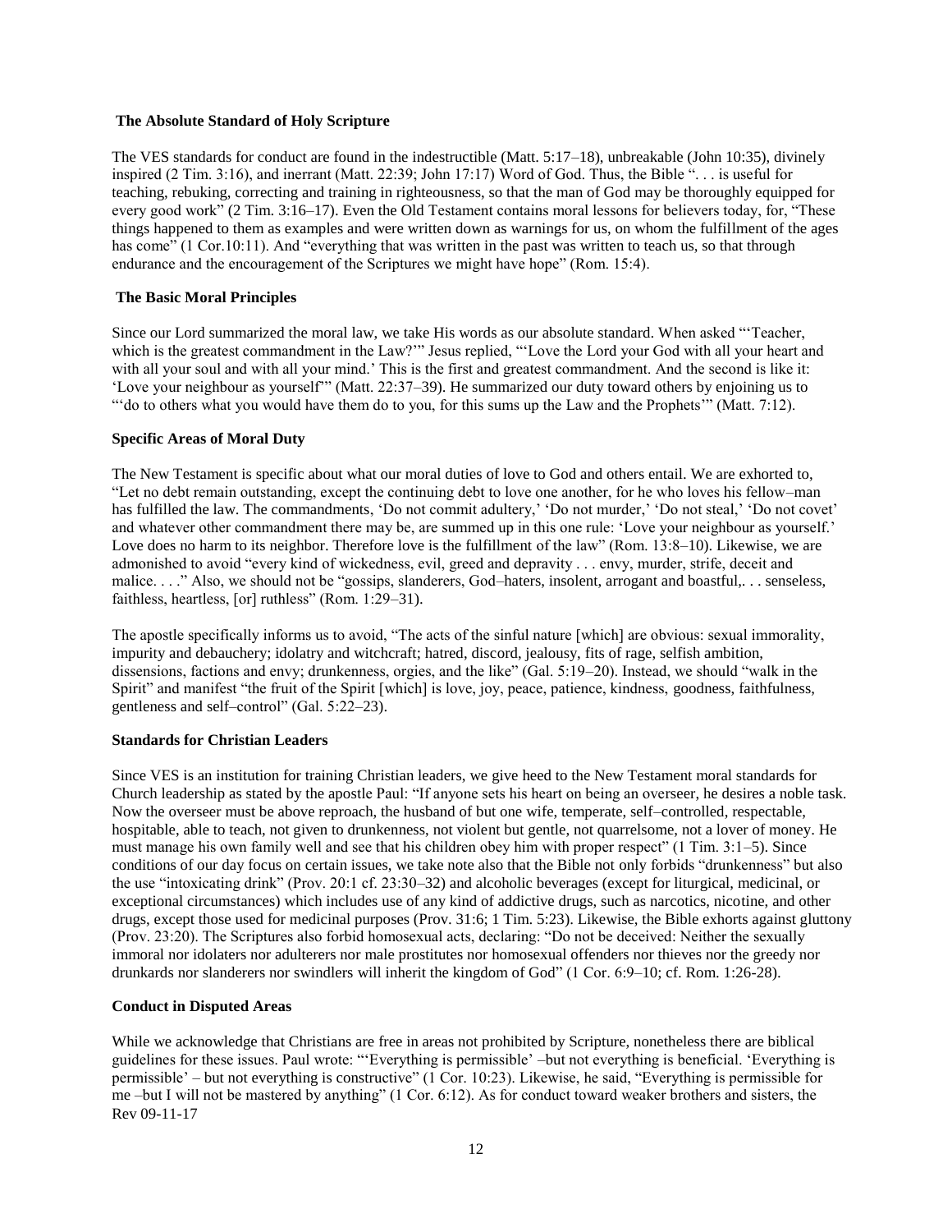### The Absolute Standard of Holy Scripture

The VES standards for conduct are found in the indestructible (Matt. 5:17–18), unbreakable (John 10:35), divinely inspired (2 Tim. 3:16), and inerrant (Matt. 22:39; John 17:17) Word of God. Thus, the Bible ". . . is useful for teaching, rebuking, correcting and training in righteousness, so that the man of God may be thoroughly equipped for every good work" (2 Tim. 3:16–17). Even the Old Testament contains moral lessons for believers today, for, "These things happened to them as examples and were written down as warnings for us, on whom the fulfillment of the ages has come" (1 Cor.10:11). And "everything that was written in the past was written to teach us, so that through endurance and the encouragement of the Scriptures we might have hope" (Rom. 15:4).

### The Basic Moral Principles

Since our Lord summarized the moral law, we take His words as our absolute standard. When asked "'Teacher, which is the greatest commandment in the Law?'" Jesus replied, "'Love the Lord your God with all your heart and with all your soul and with all your mind.' This is the first and greatest commandment. And the second is like it: 'Love your neighbour as yourself'" (Matt. 22:37–39). He summarized our duty toward others by enjoining us to "'do to others what you would have them do to you, for this sums up the Law and the Prophets'" (Matt. 7:12).

### Specific Areas of Moral Duty

The New Testament is specific about what our moral duties of love to God and others entail. We are exhorted to, "Let no debt remain outstanding, except the continuing debt to love one another, for he who loves his fellow–man has fulfilled the law. The commandments, 'Do not commit adultery,' 'Do not murder,' 'Do not steal,' 'Do not covet' and whatever other commandment there may be, are summed up in this one rule: 'Love your neighbour as yourself.' Love does no harm to its neighbor. Therefore love is the fulfillment of the law" (Rom. 13:8–10). Likewise, we are admonished to avoid "every kind of wickedness, evil, greed and depravity . . . envy, murder, strife, deceit and malice. . . ." Also, we should not be "gossips, slanderers, God–haters, insolent, arrogant and boastful,. . . senseless, faithless, heartless, [or] ruthless" (Rom. 1:29–31).

The apostle specifically informs us to avoid, "The acts of the sinful nature [which] are obvious: sexual immorality, impurity and debauchery; idolatry and witchcraft; hatred, discord, jealousy, fits of rage, selfish ambition, dissensions, factions and envy; drunkenness, orgies, and the like" (Gal. 5:19–20). Instead, we should "walk in the Spirit" and manifest "the fruit of the Spirit [which] is love, joy, peace, patience, kindness, goodness, faithfulness, gentleness and self–control" (Gal. 5:22–23).

### Standards for Christian Leaders

Since VES is an institution for training Christian leaders, we give heed to the New Testament moral standards for Church leadership as stated by the apostle Paul: "If anyone sets his heart on being an overseer, he desires a noble task. Now the overseer must be above reproach, the husband of but one wife, temperate, self–controlled, respectable, hospitable, able to teach, not given to drunkenness, not violent but gentle, not quarrelsome, not a lover of money. He must manage his own family well and see that his children obey him with proper respect" (1 Tim. 3:1–5). Since conditions of our day focus on certain issues, we take note also that the Bible not only forbids "drunkenness" but also the use "intoxicating drink" (Prov. 20:1 cf. 23:30–32) and alcoholic beverages (except for liturgical, medicinal, or exceptional circumstances) which includes use of any kind of addictive drugs, such as narcotics, nicotine, and other drugs, except those used for medicinal purposes (Prov. 31:6; 1 Tim. 5:23). Likewise, the Bible exhorts against gluttony (Prov. 23:20). The Scriptures also forbid homosexual acts, declaring: "Do not be deceived: Neither the sexually immoral nor idolaters nor adulterers nor male prostitutes nor homosexual offenders nor thieves nor the greedy nor drunkards nor slanderers nor swindlers will inherit the kingdom of God" (1 Cor. 6:9–10; cf. Rom. 1:26-28).

### Conduct in Disputed Areas

While we acknowledge that Christians are free in areas not prohibited by Scripture, nonetheless there are biblical guidelines for these issues. Paul wrote: "'Everything is permissible' –but not everything is beneficial. 'Everything is permissible' – but not everything is constructive" (1 Cor. 10:23). Likewise, he said, "Everything is permissible for me –but I will not be mastered by anything" (1 Cor. 6:12). As for conduct toward weaker brothers and sisters, the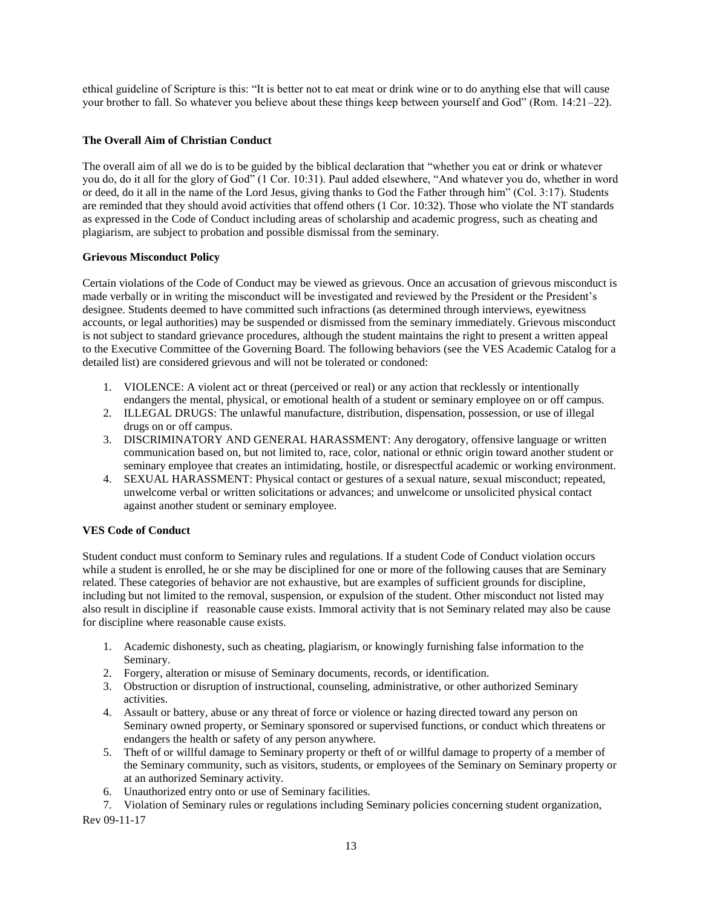ethical guideline of Scripture is this: "It is better not to eat meat or drink wine or to do anything else that will cause your brother to fall. So whatever you believe about these things keep between yourself and God" (Rom. 14:21–22).

**The Overall Aim of Christian Conduct**

The overall aim of all we do is to be guided by the biblical declaration that "whether you eat or drink or whatever you do, do it all for the glory of God" (1 Cor. 10:31). Paul added elsewhere, "And whatever you do, whether in word or deed, do it all in the name of the Lord Jesus, giving thanks to God the Father through him" (Col. 3:17). Students are reminded that they should avoid activities that offend others (1 Cor. 10:32). Those who violate the NT standards as expressed in the Code of Conduct including areas of scholarship and academic progress, such as cheating and plagiarism, are subject to probation and possible dismissal from the seminary.

**Grievous Misconduct Policy**

Certain violations of the Code of Conduct may be viewed as grievous. Once an accusation of grievous misconduct is made verbally or in writing the misconduct will be investigated and reviewed by the President or the President's designee. Students deemed to have committed such infractions (as determined through interviews, eyewitness accounts, or legal authorities) may be suspended or dismissed from the seminary immediately. Grievous misconduct is not subject to standard grievance procedures, although the student maintains the right to present a written appeal to the Executive Committee of the Governing Board. The following behaviors (see the VES Academic Catalog for a detailed list) are considered grievous and will not be tolerated or condoned:

1. VIOLENCE: A violent act or threat (perceived or real) or any action that recklessly or intentionally endangers the mental, physical, or emotional health of a student or seminary employee on or off campus.
2. ILLEGAL DRUGS: The unlawful manufacture, distribution, dispensation, possession, or use of illegal drugs on or off campus.
3. DISCRIMINATORY AND GENERAL HARASSMENT: Any derogatory, offensive language or written communication based on, but not limited to, race, color, national or ethnic origin toward another student or seminary employee that creates an intimidating, hostile, or disrespectful academic or working environment.
4. SEXUAL HARASSMENT: Physical contact or gestures of a sexual nature, sexual misconduct; repeated, unwelcome verbal or written solicitations or advances; and unwelcome or unsolicited physical contact against another student or seminary employee.

**VES Code of Conduct**

Student conduct must conform to Seminary rules and regulations. If a student Code of Conduct violation occurs while a student is enrolled, he or she may be disciplined for one or more of the following causes that are Seminary related. These categories of behavior are not exhaustive, but are examples of sufficient grounds for discipline, including but not limited to the removal, suspension, or expulsion of the student. Other misconduct not listed may also result in discipline if reasonable cause exists. Immoral activity that is not Seminary related may also be cause for discipline where reasonable cause exists.

1. Academic dishonesty, such as cheating, plagiarism, or knowingly furnishing false information to the Seminary.
2. Forgery, alteration or misuse of Seminary documents, records, or identification.
3. Obstruction or disruption of instructional, counseling, administrative, or other authorized Seminary activities.
4. Assault or battery, abuse or any threat of force or violence or hazing directed toward any person on Seminary owned property, or Seminary sponsored or supervised functions, or conduct which threatens or endangers the health or safety of any person anywhere.
5. Theft of or willful damage to Seminary property or theft of or willful damage to property of a member of the Seminary community, such as visitors, students, or employees of the Seminary on Seminary property or at an authorized Seminary activity.
6. Unauthorized entry onto or use of Seminary facilities.
7. Violation of Seminary rules or regulations including Seminary policies concerning student organization,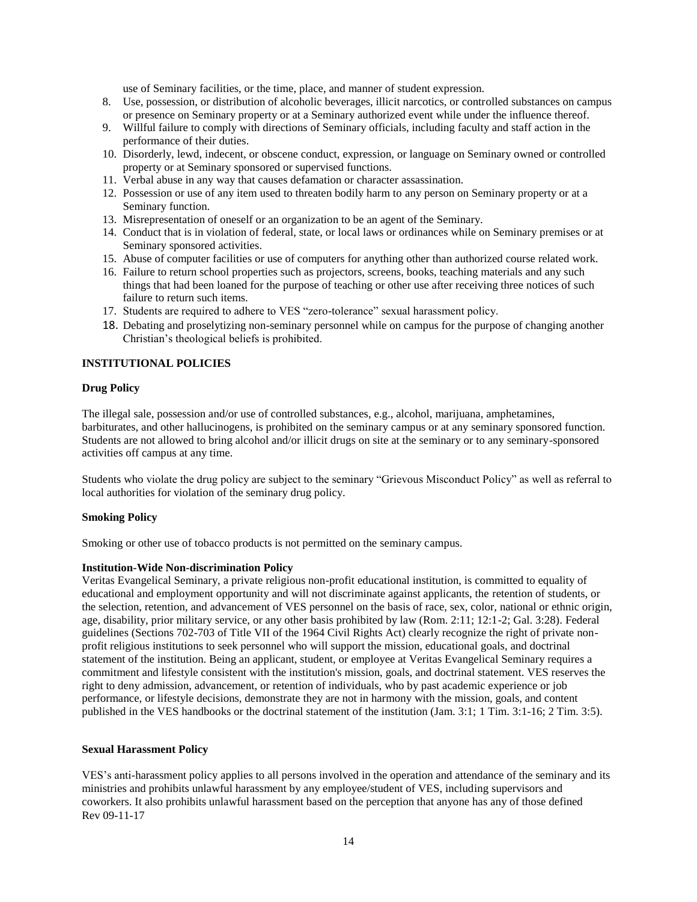use of Seminary facilities, or the time, place, and manner of student expression.

8. Use, possession, or distribution of alcoholic beverages, illicit narcotics, or controlled substances on campus or presence on Seminary property or at a Seminary authorized event while under the influence thereof.
9. Willful failure to comply with directions of Seminary officials, including faculty and staff action in the performance of their duties.
10. Disorderly, lewd, indecent, or obscene conduct, expression, or language on Seminary owned or controlled property or at Seminary sponsored or supervised functions.
11. Verbal abuse in any way that causes defamation or character assassination.
12. Possession or use of any item used to threaten bodily harm to any person on Seminary property or at a Seminary function.
13. Misrepresentation of oneself or an organization to be an agent of the Seminary.
14. Conduct that is in violation of federal, state, or local laws or ordinances while on Seminary premises or at Seminary sponsored activities.
15. Abuse of computer facilities or use of computers for anything other than authorized course related work.
16. Failure to return school properties such as projectors, screens, books, teaching materials and any such things that had been loaned for the purpose of teaching or other use after receiving three notices of such failure to return such items.
17. Students are required to adhere to VES "zero-tolerance" sexual harassment policy.
18. Debating and proselytizing non-seminary personnel while on campus for the purpose of changing another Christian's theological beliefs is prohibited.

## INSTITUTIONAL POLICIES

### Drug Policy

The illegal sale, possession and/or use of controlled substances, e.g., alcohol, marijuana, amphetamines, barbiturates, and other hallucinogens, is prohibited on the seminary campus or at any seminary sponsored function. Students are not allowed to bring alcohol and/or illicit drugs on site at the seminary or to any seminary-sponsored activities off campus at any time.

Students who violate the drug policy are subject to the seminary "Grievous Misconduct Policy" as well as referral to local authorities for violation of the seminary drug policy.

### Smoking Policy

Smoking or other use of tobacco products is not permitted on the seminary campus.

### Institution-Wide Non-discrimination Policy

Veritas Evangelical Seminary, a private religious non-profit educational institution, is committed to equality of educational and employment opportunity and will not discriminate against applicants, the retention of students, or the selection, retention, and advancement of VES personnel on the basis of race, sex, color, national or ethnic origin, age, disability, prior military service, or any other basis prohibited by law (Rom. 2:11; 12:1-2; Gal. 3:28). Federal guidelines (Sections 702-703 of Title VII of the 1964 Civil Rights Act) clearly recognize the right of private non-profit religious institutions to seek personnel who will support the mission, educational goals, and doctrinal statement of the institution. Being an applicant, student, or employee at Veritas Evangelical Seminary requires a commitment and lifestyle consistent with the institution's mission, goals, and doctrinal statement. VES reserves the right to deny admission, advancement, or retention of individuals, who by past academic experience or job performance, or lifestyle decisions, demonstrate they are not in harmony with the mission, goals, and content published in the VES handbooks or the doctrinal statement of the institution (Jam. 3:1; 1 Tim. 3:1-16; 2 Tim. 3:5).

### Sexual Harassment Policy

VES's anti-harassment policy applies to all persons involved in the operation and attendance of the seminary and its ministries and prohibits unlawful harassment by any employee/student of VES, including supervisors and coworkers. It also prohibits unlawful harassment based on the perception that anyone has any of those defined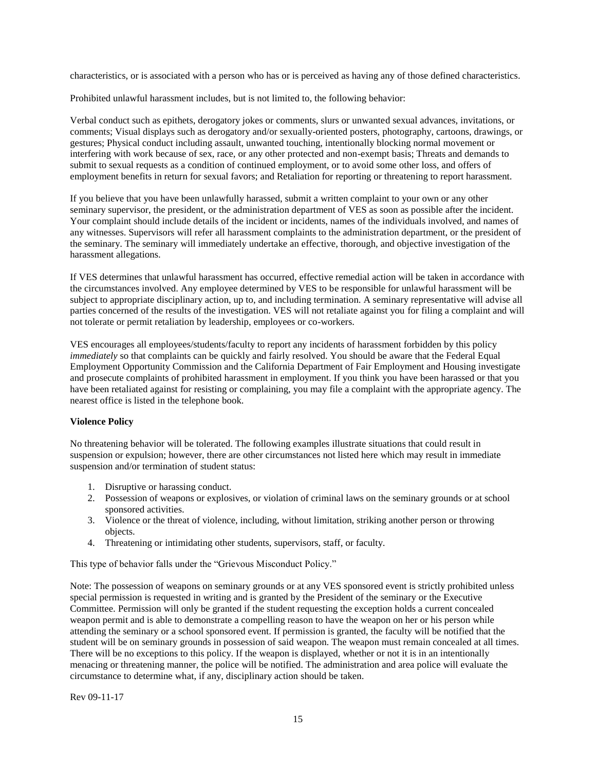characteristics, or is associated with a person who has or is perceived as having any of those defined characteristics.

Prohibited unlawful harassment includes, but is not limited to, the following behavior:

Verbal conduct such as epithets, derogatory jokes or comments, slurs or unwanted sexual advances, invitations, or comments; Visual displays such as derogatory and/or sexually-oriented posters, photography, cartoons, drawings, or gestures; Physical conduct including assault, unwanted touching, intentionally blocking normal movement or interfering with work because of sex, race, or any other protected and non-exempt basis; Threats and demands to submit to sexual requests as a condition of continued employment, or to avoid some other loss, and offers of employment benefits in return for sexual favors; and Retaliation for reporting or threatening to report harassment.

If you believe that you have been unlawfully harassed, submit a written complaint to your own or any other seminary supervisor, the president, or the administration department of VES as soon as possible after the incident. Your complaint should include details of the incident or incidents, names of the individuals involved, and names of any witnesses. Supervisors will refer all harassment complaints to the administration department, or the president of the seminary. The seminary will immediately undertake an effective, thorough, and objective investigation of the harassment allegations.

If VES determines that unlawful harassment has occurred, effective remedial action will be taken in accordance with the circumstances involved. Any employee determined by VES to be responsible for unlawful harassment will be subject to appropriate disciplinary action, up to, and including termination. A seminary representative will advise all parties concerned of the results of the investigation. VES will not retaliate against you for filing a complaint and will not tolerate or permit retaliation by leadership, employees or co-workers.

VES encourages all employees/students/faculty to report any incidents of harassment forbidden by this policy *immediately* so that complaints can be quickly and fairly resolved. You should be aware that the Federal Equal Employment Opportunity Commission and the California Department of Fair Employment and Housing investigate and prosecute complaints of prohibited harassment in employment. If you think you have been harassed or that you have been retaliated against for resisting or complaining, you may file a complaint with the appropriate agency. The nearest office is listed in the telephone book.

**Violence Policy**

No threatening behavior will be tolerated. The following examples illustrate situations that could result in suspension or expulsion; however, there are other circumstances not listed here which may result in immediate suspension and/or termination of student status:

1. Disruptive or harassing conduct.
2. Possession of weapons or explosives, or violation of criminal laws on the seminary grounds or at school sponsored activities.
3. Violence or the threat of violence, including, without limitation, striking another person or throwing objects.
4. Threatening or intimidating other students, supervisors, staff, or faculty.

This type of behavior falls under the "Grievous Misconduct Policy."

Note: The possession of weapons on seminary grounds or at any VES sponsored event is strictly prohibited unless special permission is requested in writing and is granted by the President of the seminary or the Executive Committee. Permission will only be granted if the student requesting the exception holds a current concealed weapon permit and is able to demonstrate a compelling reason to have the weapon on her or his person while attending the seminary or a school sponsored event. If permission is granted, the faculty will be notified that the student will be on seminary grounds in possession of said weapon. The weapon must remain concealed at all times. There will be no exceptions to this policy. If the weapon is displayed, whether or not it is in an intentionally menacing or threatening manner, the police will be notified. The administration and area police will evaluate the circumstance to determine what, if any, disciplinary action should be taken.

Rev 09-11-17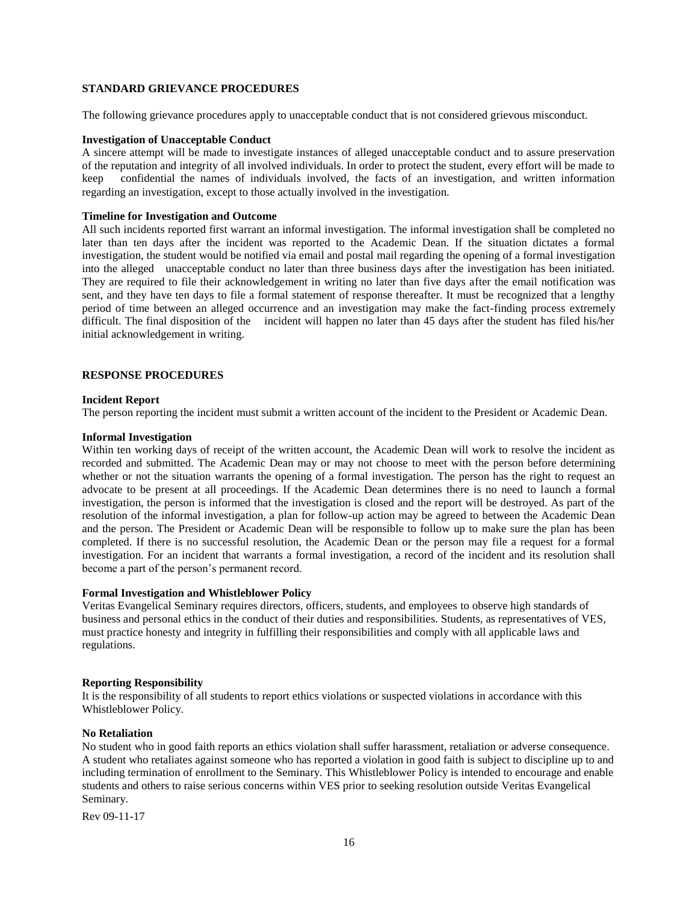## STANDARD GRIEVANCE PROCEDURES

The following grievance procedures apply to unacceptable conduct that is not considered grievous misconduct.

### Investigation of Unacceptable Conduct

A sincere attempt will be made to investigate instances of alleged unacceptable conduct and to assure preservation of the reputation and integrity of all involved individuals. In order to protect the student, every effort will be made to keep confidential the names of individuals involved, the facts of an investigation, and written information regarding an investigation, except to those actually involved in the investigation.

### Timeline for Investigation and Outcome

All such incidents reported first warrant an informal investigation. The informal investigation shall be completed no later than ten days after the incident was reported to the Academic Dean. If the situation dictates a formal investigation, the student would be notified via email and postal mail regarding the opening of a formal investigation into the alleged unacceptable conduct no later than three business days after the investigation has been initiated. They are required to file their acknowledgement in writing no later than five days after the email notification was sent, and they have ten days to file a formal statement of response thereafter. It must be recognized that a lengthy period of time between an alleged occurrence and an investigation may make the fact-finding process extremely difficult. The final disposition of the incident will happen no later than 45 days after the student has filed his/her initial acknowledgement in writing.

## RESPONSE PROCEDURES

### Incident Report

The person reporting the incident must submit a written account of the incident to the President or Academic Dean.

### Informal Investigation

Within ten working days of receipt of the written account, the Academic Dean will work to resolve the incident as recorded and submitted. The Academic Dean may or may not choose to meet with the person before determining whether or not the situation warrants the opening of a formal investigation. The person has the right to request an advocate to be present at all proceedings. If the Academic Dean determines there is no need to launch a formal investigation, the person is informed that the investigation is closed and the report will be destroyed. As part of the resolution of the informal investigation, a plan for follow-up action may be agreed to between the Academic Dean and the person. The President or Academic Dean will be responsible to follow up to make sure the plan has been completed. If there is no successful resolution, the Academic Dean or the person may file a request for a formal investigation. For an incident that warrants a formal investigation, a record of the incident and its resolution shall become a part of the person's permanent record.

### Formal Investigation and Whistleblower Policy

Veritas Evangelical Seminary requires directors, officers, students, and employees to observe high standards of business and personal ethics in the conduct of their duties and responsibilities. Students, as representatives of VES, must practice honesty and integrity in fulfilling their responsibilities and comply with all applicable laws and regulations.

### Reporting Responsibility

It is the responsibility of all students to report ethics violations or suspected violations in accordance with this Whistleblower Policy.

### No Retaliation

No student who in good faith reports an ethics violation shall suffer harassment, retaliation or adverse consequence. A student who retaliates against someone who has reported a violation in good faith is subject to discipline up to and including termination of enrollment to the Seminary. This Whistleblower Policy is intended to encourage and enable students and others to raise serious concerns within VES prior to seeking resolution outside Veritas Evangelical Seminary.

Rev 09-11-17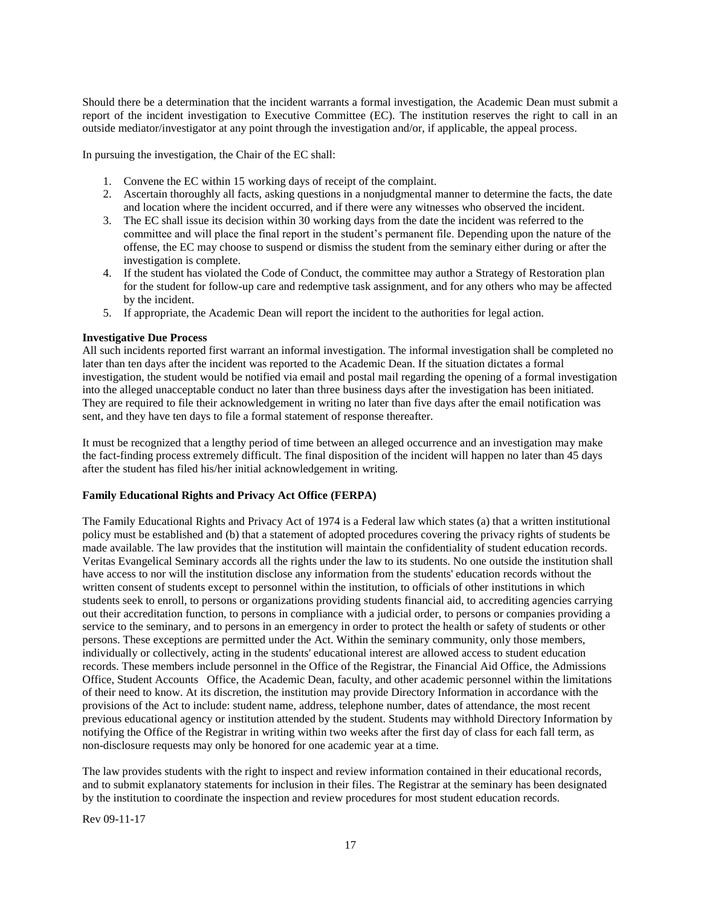Should there be a determination that the incident warrants a formal investigation, the Academic Dean must submit a report of the incident investigation to Executive Committee (EC). The institution reserves the right to call in an outside mediator/investigator at any point through the investigation and/or, if applicable, the appeal process.

In pursuing the investigation, the Chair of the EC shall:

1. Convene the EC within 15 working days of receipt of the complaint.
2. Ascertain thoroughly all facts, asking questions in a nonjudgmental manner to determine the facts, the date and location where the incident occurred, and if there were any witnesses who observed the incident.
3. The EC shall issue its decision within 30 working days from the date the incident was referred to the committee and will place the final report in the student's permanent file. Depending upon the nature of the offense, the EC may choose to suspend or dismiss the student from the seminary either during or after the investigation is complete.
4. If the student has violated the Code of Conduct, the committee may author a Strategy of Restoration plan for the student for follow-up care and redemptive task assignment, and for any others who may be affected by the incident.
5. If appropriate, the Academic Dean will report the incident to the authorities for legal action.

**Investigative Due Process**

All such incidents reported first warrant an informal investigation. The informal investigation shall be completed no later than ten days after the incident was reported to the Academic Dean. If the situation dictates a formal investigation, the student would be notified via email and postal mail regarding the opening of a formal investigation into the alleged unacceptable conduct no later than three business days after the investigation has been initiated. They are required to file their acknowledgement in writing no later than five days after the email notification was sent, and they have ten days to file a formal statement of response thereafter.

It must be recognized that a lengthy period of time between an alleged occurrence and an investigation may make the fact-finding process extremely difficult. The final disposition of the incident will happen no later than 45 days after the student has filed his/her initial acknowledgement in writing.

**Family Educational Rights and Privacy Act Office (FERPA)**

The Family Educational Rights and Privacy Act of 1974 is a Federal law which states (a) that a written institutional policy must be established and (b) that a statement of adopted procedures covering the privacy rights of students be made available. The law provides that the institution will maintain the confidentiality of student education records. Veritas Evangelical Seminary accords all the rights under the law to its students. No one outside the institution shall have access to nor will the institution disclose any information from the students' education records without the written consent of students except to personnel within the institution, to officials of other institutions in which students seek to enroll, to persons or organizations providing students financial aid, to accrediting agencies carrying out their accreditation function, to persons in compliance with a judicial order, to persons or companies providing a service to the seminary, and to persons in an emergency in order to protect the health or safety of students or other persons. These exceptions are permitted under the Act. Within the seminary community, only those members, individually or collectively, acting in the students' educational interest are allowed access to student education records. These members include personnel in the Office of the Registrar, the Financial Aid Office, the Admissions Office, Student Accounts Office, the Academic Dean, faculty, and other academic personnel within the limitations of their need to know. At its discretion, the institution may provide Directory Information in accordance with the provisions of the Act to include: student name, address, telephone number, dates of attendance, the most recent previous educational agency or institution attended by the student. Students may withhold Directory Information by notifying the Office of the Registrar in writing within two weeks after the first day of class for each fall term, as non-disclosure requests may only be honored for one academic year at a time.

The law provides students with the right to inspect and review information contained in their educational records, and to submit explanatory statements for inclusion in their files. The Registrar at the seminary has been designated by the institution to coordinate the inspection and review procedures for most student education records.

Rev 09-11-17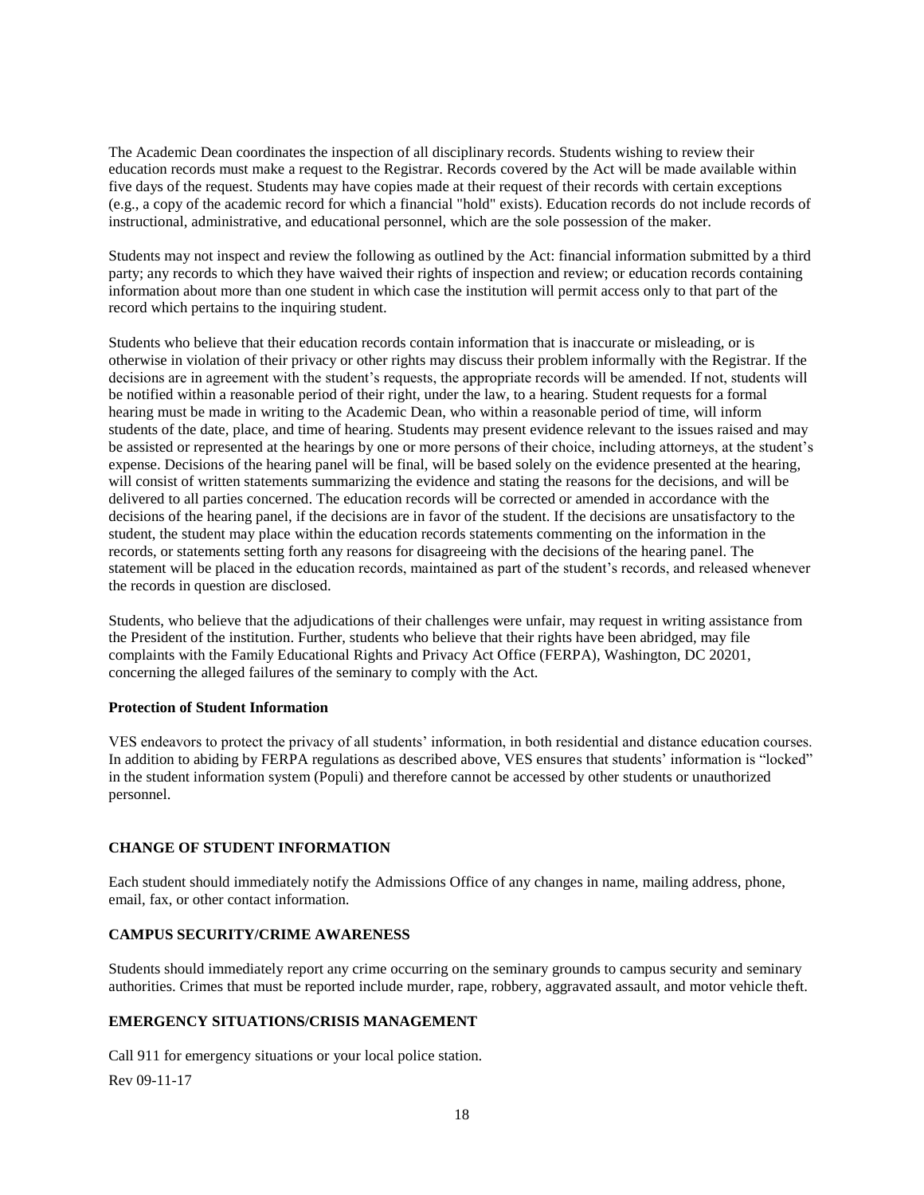The Academic Dean coordinates the inspection of all disciplinary records. Students wishing to review their education records must make a request to the Registrar. Records covered by the Act will be made available within five days of the request. Students may have copies made at their request of their records with certain exceptions (e.g., a copy of the academic record for which a financial "hold" exists). Education records do not include records of instructional, administrative, and educational personnel, which are the sole possession of the maker.

Students may not inspect and review the following as outlined by the Act: financial information submitted by a third party; any records to which they have waived their rights of inspection and review; or education records containing information about more than one student in which case the institution will permit access only to that part of the record which pertains to the inquiring student.

Students who believe that their education records contain information that is inaccurate or misleading, or is otherwise in violation of their privacy or other rights may discuss their problem informally with the Registrar. If the decisions are in agreement with the student's requests, the appropriate records will be amended. If not, students will be notified within a reasonable period of their right, under the law, to a hearing. Student requests for a formal hearing must be made in writing to the Academic Dean, who within a reasonable period of time, will inform students of the date, place, and time of hearing. Students may present evidence relevant to the issues raised and may be assisted or represented at the hearings by one or more persons of their choice, including attorneys, at the student's expense. Decisions of the hearing panel will be final, will be based solely on the evidence presented at the hearing, will consist of written statements summarizing the evidence and stating the reasons for the decisions, and will be delivered to all parties concerned. The education records will be corrected or amended in accordance with the decisions of the hearing panel, if the decisions are in favor of the student. If the decisions are unsatisfactory to the student, the student may place within the education records statements commenting on the information in the records, or statements setting forth any reasons for disagreeing with the decisions of the hearing panel. The statement will be placed in the education records, maintained as part of the student's records, and released whenever the records in question are disclosed.

Students, who believe that the adjudications of their challenges were unfair, may request in writing assistance from the President of the institution. Further, students who believe that their rights have been abridged, may file complaints with the Family Educational Rights and Privacy Act Office (FERPA), Washington, DC 20201, concerning the alleged failures of the seminary to comply with the Act.

**Protection of Student Information**

VES endeavors to protect the privacy of all students' information, in both residential and distance education courses. In addition to abiding by FERPA regulations as described above, VES ensures that students' information is "locked" in the student information system (Populi) and therefore cannot be accessed by other students or unauthorized personnel.

### CHANGE OF STUDENT INFORMATION

Each student should immediately notify the Admissions Office of any changes in name, mailing address, phone, email, fax, or other contact information.

### CAMPUS SECURITY/CRIME AWARENESS

Students should immediately report any crime occurring on the seminary grounds to campus security and seminary authorities. Crimes that must be reported include murder, rape, robbery, aggravated assault, and motor vehicle theft.

### EMERGENCY SITUATIONS/CRISIS MANAGEMENT

Call 911 for emergency situations or your local police station.

Rev 09-11-17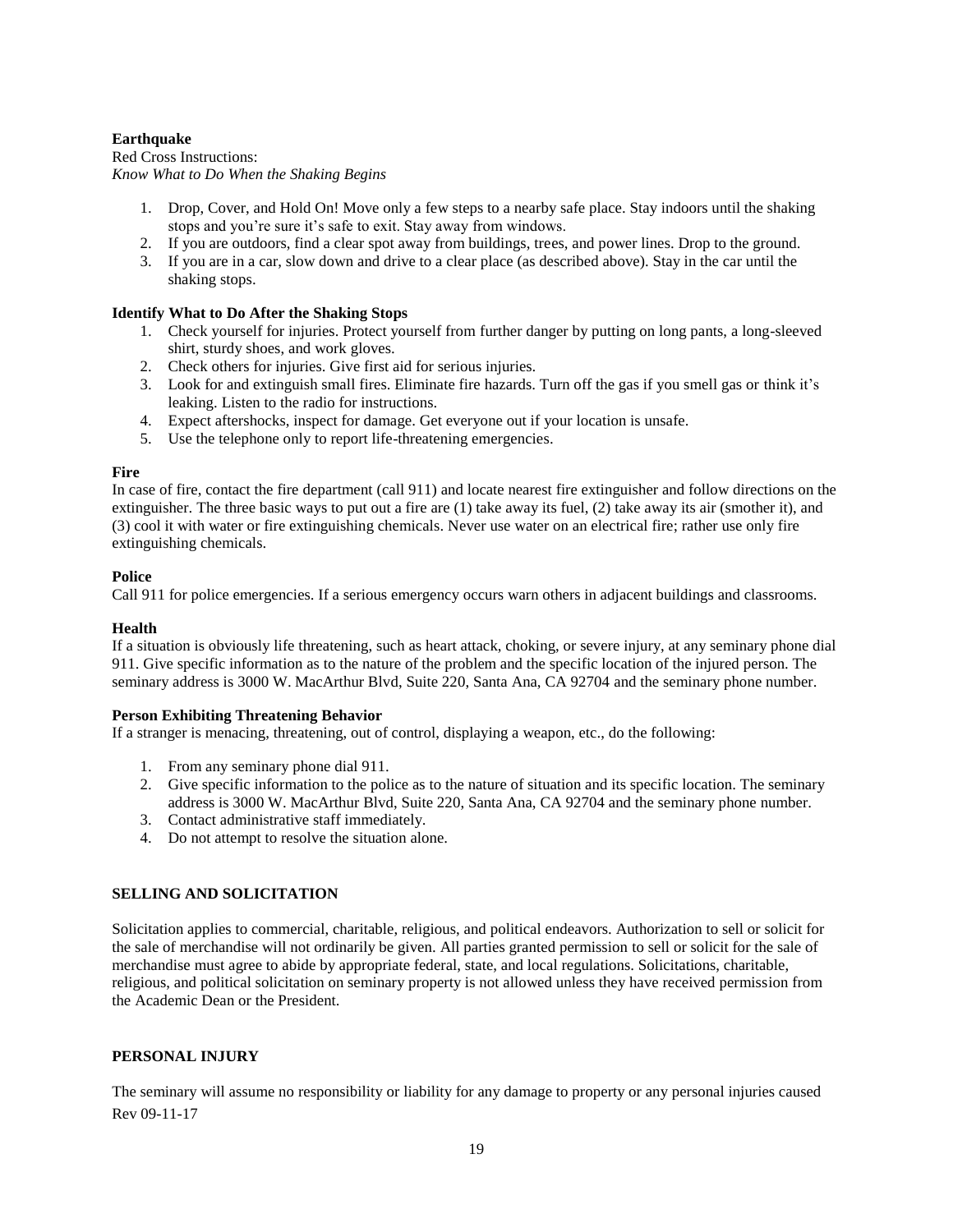**Earthquake**

Red Cross Instructions:
*Know What to Do When the Shaking Begins*

1. Drop, Cover, and Hold On! Move only a few steps to a nearby safe place. Stay indoors until the shaking stops and you're sure it's safe to exit. Stay away from windows.
2. If you are outdoors, find a clear spot away from buildings, trees, and power lines. Drop to the ground.
3. If you are in a car, slow down and drive to a clear place (as described above). Stay in the car until the shaking stops.

**Identify What to Do After the Shaking Stops**

1. Check yourself for injuries. Protect yourself from further danger by putting on long pants, a long-sleeved shirt, sturdy shoes, and work gloves.
2. Check others for injuries. Give first aid for serious injuries.
3. Look for and extinguish small fires. Eliminate fire hazards. Turn off the gas if you smell gas or think it's leaking. Listen to the radio for instructions.
4. Expect aftershocks, inspect for damage. Get everyone out if your location is unsafe.
5. Use the telephone only to report life-threatening emergencies.

**Fire**

In case of fire, contact the fire department (call 911) and locate nearest fire extinguisher and follow directions on the extinguisher. The three basic ways to put out a fire are (1) take away its fuel, (2) take away its air (smother it), and (3) cool it with water or fire extinguishing chemicals. Never use water on an electrical fire; rather use only fire extinguishing chemicals.

**Police**

Call 911 for police emergencies. If a serious emergency occurs warn others in adjacent buildings and classrooms.

**Health**

If a situation is obviously life threatening, such as heart attack, choking, or severe injury, at any seminary phone dial 911. Give specific information as to the nature of the problem and the specific location of the injured person. The seminary address is 3000 W. MacArthur Blvd, Suite 220, Santa Ana, CA 92704 and the seminary phone number.

**Person Exhibiting Threatening Behavior**

If a stranger is menacing, threatening, out of control, displaying a weapon, etc., do the following:

1. From any seminary phone dial 911.
2. Give specific information to the police as to the nature of situation and its specific location. The seminary address is 3000 W. MacArthur Blvd, Suite 220, Santa Ana, CA 92704 and the seminary phone number.
3. Contact administrative staff immediately.
4. Do not attempt to resolve the situation alone.

## SELLING AND SOLICITATION

Solicitation applies to commercial, charitable, religious, and political endeavors. Authorization to sell or solicit for the sale of merchandise will not ordinarily be given. All parties granted permission to sell or solicit for the sale of merchandise must agree to abide by appropriate federal, state, and local regulations. Solicitations, charitable, religious, and political solicitation on seminary property is not allowed unless they have received permission from the Academic Dean or the President.

## PERSONAL INJURY

The seminary will assume no responsibility or liability for any damage to property or any personal injuries caused

Rev 09-11-17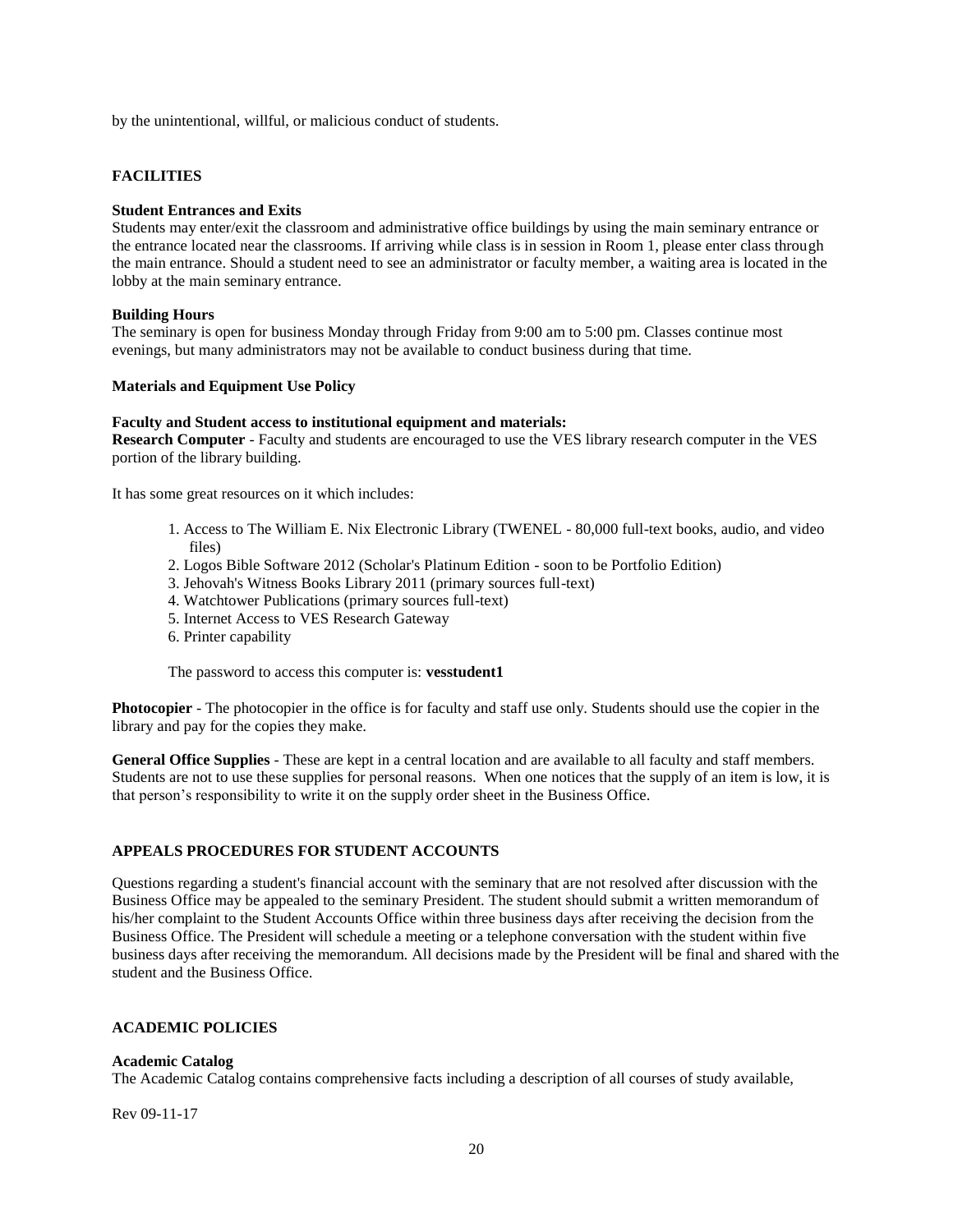by the unintentional, willful, or malicious conduct of students.

## FACILITIES

### Student Entrances and Exits

Students may enter/exit the classroom and administrative office buildings by using the main seminary entrance or the entrance located near the classrooms. If arriving while class is in session in Room 1, please enter class through the main entrance. Should a student need to see an administrator or faculty member, a waiting area is located in the lobby at the main seminary entrance.

### Building Hours

The seminary is open for business Monday through Friday from 9:00 am to 5:00 pm. Classes continue most evenings, but many administrators may not be available to conduct business during that time.

### Materials and Equipment Use Policy

**Faculty and Student access to institutional equipment and materials:**

**Research Computer** - Faculty and students are encouraged to use the VES library research computer in the VES portion of the library building.

It has some great resources on it which includes:

1. Access to The William E. Nix Electronic Library (TWENEL - 80,000 full-text books, audio, and video files)
2. Logos Bible Software 2012 (Scholar's Platinum Edition - soon to be Portfolio Edition)
3. Jehovah's Witness Books Library 2011 (primary sources full-text)
4. Watchtower Publications (primary sources full-text)
5. Internet Access to VES Research Gateway
6. Printer capability

The password to access this computer is: **vesstudent1**

**Photocopier** - The photocopier in the office is for faculty and staff use only. Students should use the copier in the library and pay for the copies they make.

**General Office Supplies** - These are kept in a central location and are available to all faculty and staff members. Students are not to use these supplies for personal reasons. When one notices that the supply of an item is low, it is that person's responsibility to write it on the supply order sheet in the Business Office.

## APPEALS PROCEDURES FOR STUDENT ACCOUNTS

Questions regarding a student's financial account with the seminary that are not resolved after discussion with the Business Office may be appealed to the seminary President. The student should submit a written memorandum of his/her complaint to the Student Accounts Office within three business days after receiving the decision from the Business Office. The President will schedule a meeting or a telephone conversation with the student within five business days after receiving the memorandum. All decisions made by the President will be final and shared with the student and the Business Office.

## ACADEMIC POLICIES

### Academic Catalog

The Academic Catalog contains comprehensive facts including a description of all courses of study available,

Rev 09-11-17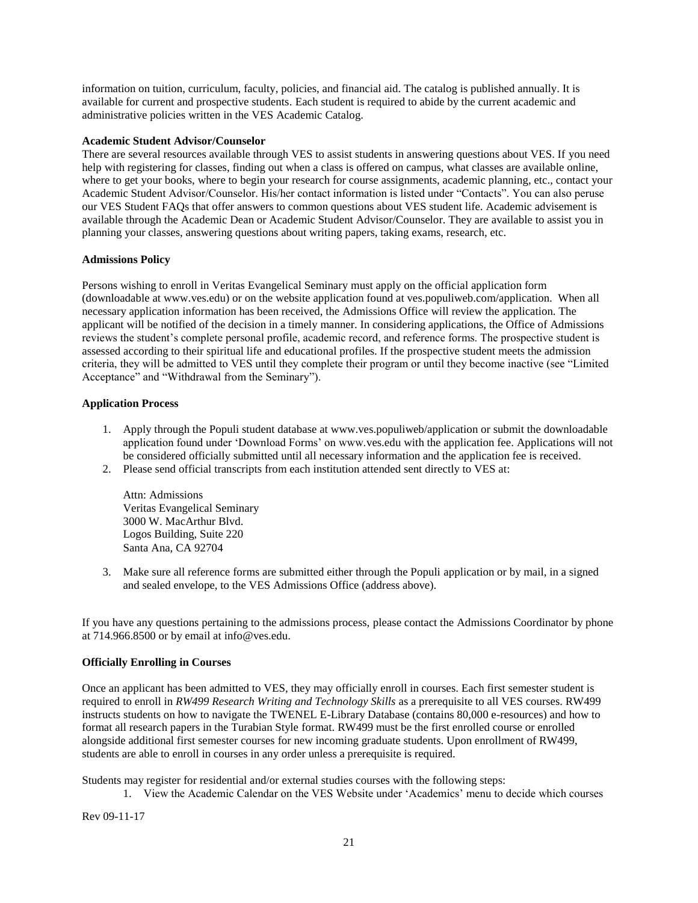information on tuition, curriculum, faculty, policies, and financial aid. The catalog is published annually. It is available for current and prospective students. Each student is required to abide by the current academic and administrative policies written in the VES Academic Catalog.

**Academic Student Advisor/Counselor**

There are several resources available through VES to assist students in answering questions about VES. If you need help with registering for classes, finding out when a class is offered on campus, what classes are available online, where to get your books, where to begin your research for course assignments, academic planning, etc., contact your Academic Student Advisor/Counselor. His/her contact information is listed under "Contacts". You can also peruse our VES Student FAQs that offer answers to common questions about VES student life. Academic advisement is available through the Academic Dean or Academic Student Advisor/Counselor. They are available to assist you in planning your classes, answering questions about writing papers, taking exams, research, etc.

**Admissions Policy**

Persons wishing to enroll in Veritas Evangelical Seminary must apply on the official application form (downloadable at www.ves.edu) or on the website application found at ves.populiweb.com/application. When all necessary application information has been received, the Admissions Office will review the application. The applicant will be notified of the decision in a timely manner. In considering applications, the Office of Admissions reviews the student's complete personal profile, academic record, and reference forms. The prospective student is assessed according to their spiritual life and educational profiles. If the prospective student meets the admission criteria, they will be admitted to VES until they complete their program or until they become inactive (see "Limited Acceptance" and "Withdrawal from the Seminary").

**Application Process**

1. Apply through the Populi student database at www.ves.populiweb/application or submit the downloadable application found under 'Download Forms' on www.ves.edu with the application fee. Applications will not be considered officially submitted until all necessary information and the application fee is received.
2. Please send official transcripts from each institution attended sent directly to VES at:

   Attn: Admissions
   Veritas Evangelical Seminary
   3000 W. MacArthur Blvd.
   Logos Building, Suite 220
   Santa Ana, CA 92704

3. Make sure all reference forms are submitted either through the Populi application or by mail, in a signed and sealed envelope, to the VES Admissions Office (address above).

If you have any questions pertaining to the admissions process, please contact the Admissions Coordinator by phone at 714.966.8500 or by email at info@ves.edu.

**Officially Enrolling in Courses**

Once an applicant has been admitted to VES, they may officially enroll in courses. Each first semester student is required to enroll in *RW499 Research Writing and Technology Skills* as a prerequisite to all VES courses. RW499 instructs students on how to navigate the TWENEL E-Library Database (contains 80,000 e-resources) and how to format all research papers in the Turabian Style format. RW499 must be the first enrolled course or enrolled alongside additional first semester courses for new incoming graduate students. Upon enrollment of RW499, students are able to enroll in courses in any order unless a prerequisite is required.

Students may register for residential and/or external studies courses with the following steps:

1. View the Academic Calendar on the VES Website under 'Academics' menu to decide which courses

Rev 09-11-17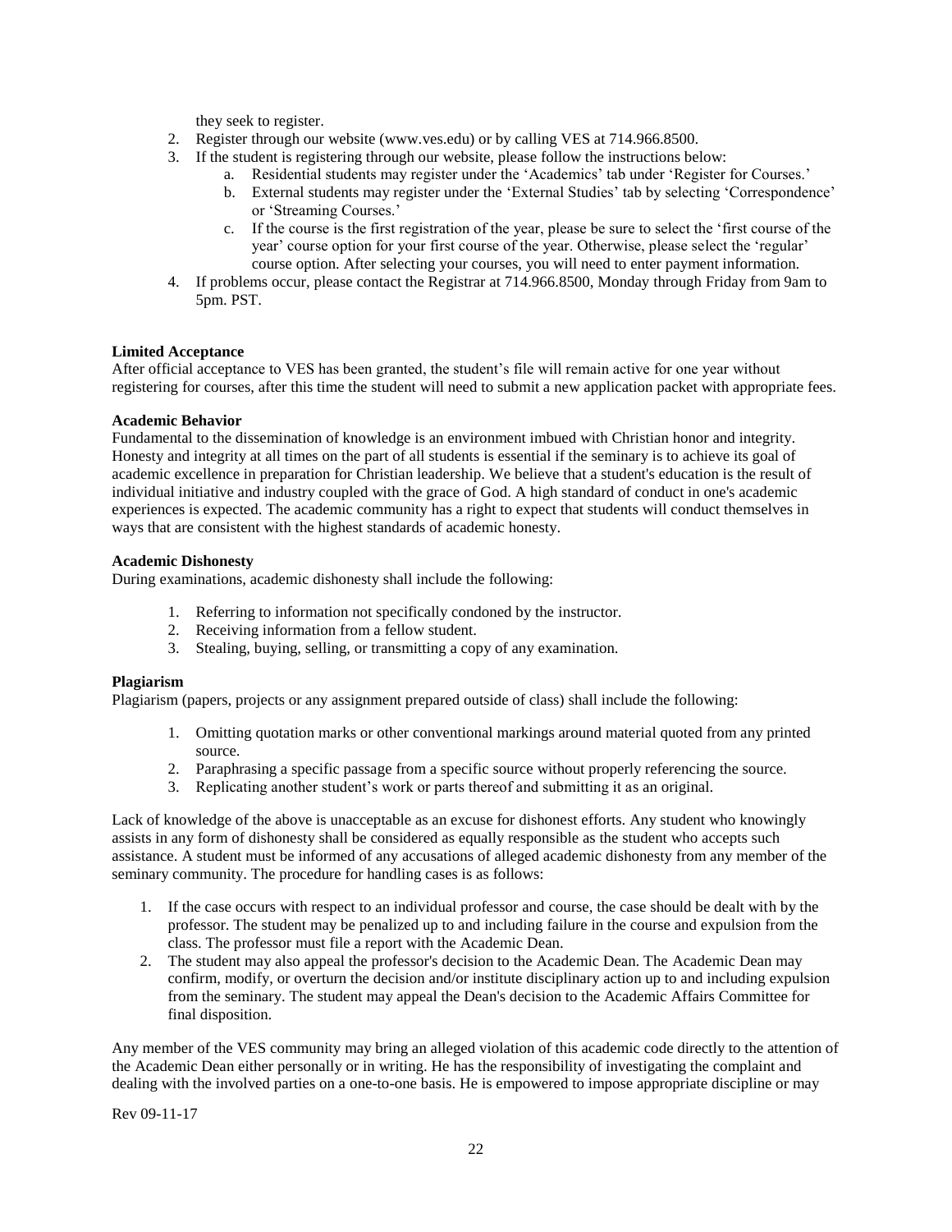they seek to register.

2. Register through our website (www.ves.edu) or by calling VES at 714.966.8500.
3. If the student is registering through our website, please follow the instructions below:
   a. Residential students may register under the 'Academics' tab under 'Register for Courses.'
   b. External students may register under the 'External Studies' tab by selecting 'Correspondence' or 'Streaming Courses.'
   c. If the course is the first registration of the year, please be sure to select the 'first course of the year' course option for your first course of the year. Otherwise, please select the 'regular' course option. After selecting your courses, you will need to enter payment information.
4. If problems occur, please contact the Registrar at 714.966.8500, Monday through Friday from 9am to 5pm. PST.

**Limited Acceptance**

After official acceptance to VES has been granted, the student's file will remain active for one year without registering for courses, after this time the student will need to submit a new application packet with appropriate fees.

**Academic Behavior**

Fundamental to the dissemination of knowledge is an environment imbued with Christian honor and integrity. Honesty and integrity at all times on the part of all students is essential if the seminary is to achieve its goal of academic excellence in preparation for Christian leadership. We believe that a student's education is the result of individual initiative and industry coupled with the grace of God. A high standard of conduct in one's academic experiences is expected. The academic community has a right to expect that students will conduct themselves in ways that are consistent with the highest standards of academic honesty.

**Academic Dishonesty**

During examinations, academic dishonesty shall include the following:

1. Referring to information not specifically condoned by the instructor.
2. Receiving information from a fellow student.
3. Stealing, buying, selling, or transmitting a copy of any examination.

**Plagiarism**

Plagiarism (papers, projects or any assignment prepared outside of class) shall include the following:

1. Omitting quotation marks or other conventional markings around material quoted from any printed source.
2. Paraphrasing a specific passage from a specific source without properly referencing the source.
3. Replicating another student's work or parts thereof and submitting it as an original.

Lack of knowledge of the above is unacceptable as an excuse for dishonest efforts. Any student who knowingly assists in any form of dishonesty shall be considered as equally responsible as the student who accepts such assistance. A student must be informed of any accusations of alleged academic dishonesty from any member of the seminary community. The procedure for handling cases is as follows:

1. If the case occurs with respect to an individual professor and course, the case should be dealt with by the professor. The student may be penalized up to and including failure in the course and expulsion from the class. The professor must file a report with the Academic Dean.
2. The student may also appeal the professor's decision to the Academic Dean. The Academic Dean may confirm, modify, or overturn the decision and/or institute disciplinary action up to and including expulsion from the seminary. The student may appeal the Dean's decision to the Academic Affairs Committee for final disposition.

Any member of the VES community may bring an alleged violation of this academic code directly to the attention of the Academic Dean either personally or in writing. He has the responsibility of investigating the complaint and dealing with the involved parties on a one-to-one basis. He is empowered to impose appropriate discipline or may

Rev 09-11-17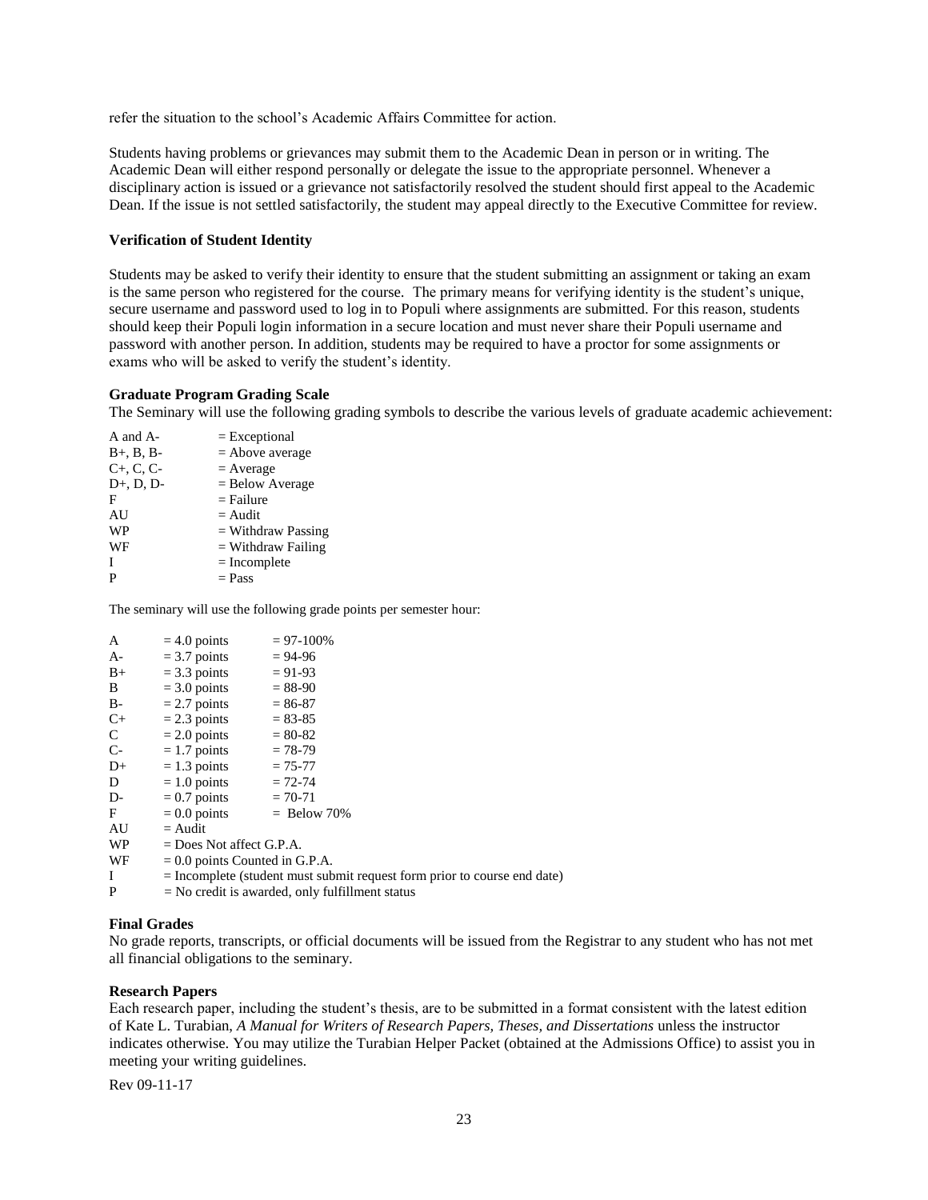refer the situation to the school's Academic Affairs Committee for action.

Students having problems or grievances may submit them to the Academic Dean in person or in writing. The Academic Dean will either respond personally or delegate the issue to the appropriate personnel. Whenever a disciplinary action is issued or a grievance not satisfactorily resolved the student should first appeal to the Academic Dean. If the issue is not settled satisfactorily, the student may appeal directly to the Executive Committee for review.

**Verification of Student Identity**

Students may be asked to verify their identity to ensure that the student submitting an assignment or taking an exam is the same person who registered for the course. The primary means for verifying identity is the student's unique, secure username and password used to log in to Populi where assignments are submitted. For this reason, students should keep their Populi login information in a secure location and must never share their Populi username and password with another person. In addition, students may be required to have a proctor for some assignments or exams who will be asked to verify the student's identity.

**Graduate Program Grading Scale**

The Seminary will use the following grading symbols to describe the various levels of graduate academic achievement:

| | |
|---|---|
| A and A- | = Exceptional |
| B+, B, B- | = Above average |
| C+, C, C- | = Average |
| D+, D, D- | = Below Average |
| F | = Failure |
| AU | = Audit |
| WP | = Withdraw Passing |
| WF | = Withdraw Failing |
| I | = Incomplete |
| P | = Pass |

The seminary will use the following grade points per semester hour:

| | | |
|---|---|---|
| A | = 4.0 points | = 97-100% |
| A- | = 3.7 points | = 94-96 |
| B+ | = 3.3 points | = 91-93 |
| B | = 3.0 points | = 88-90 |
| B- | = 2.7 points | = 86-87 |
| C+ | = 2.3 points | = 83-85 |
| C | = 2.0 points | = 80-82 |
| C- | = 1.7 points | = 78-79 |
| D+ | = 1.3 points | = 75-77 |
| D | = 1.0 points | = 72-74 |
| D- | = 0.7 points | = 70-71 |
| F | = 0.0 points | = Below 70% |
| AU | = Audit | |
| WP | = Does Not affect G.P.A. | |
| WF | = 0.0 points Counted in G.P.A. | |
| I | = Incomplete (student must submit request form prior to course end date) | |
| P | = No credit is awarded, only fulfillment status | |

**Final Grades**

No grade reports, transcripts, or official documents will be issued from the Registrar to any student who has not met all financial obligations to the seminary.

**Research Papers**

Each research paper, including the student's thesis, are to be submitted in a format consistent with the latest edition of Kate L. Turabian, *A Manual for Writers of Research Papers, Theses, and Dissertations* unless the instructor indicates otherwise. You may utilize the Turabian Helper Packet (obtained at the Admissions Office) to assist you in meeting your writing guidelines.

Rev 09-11-17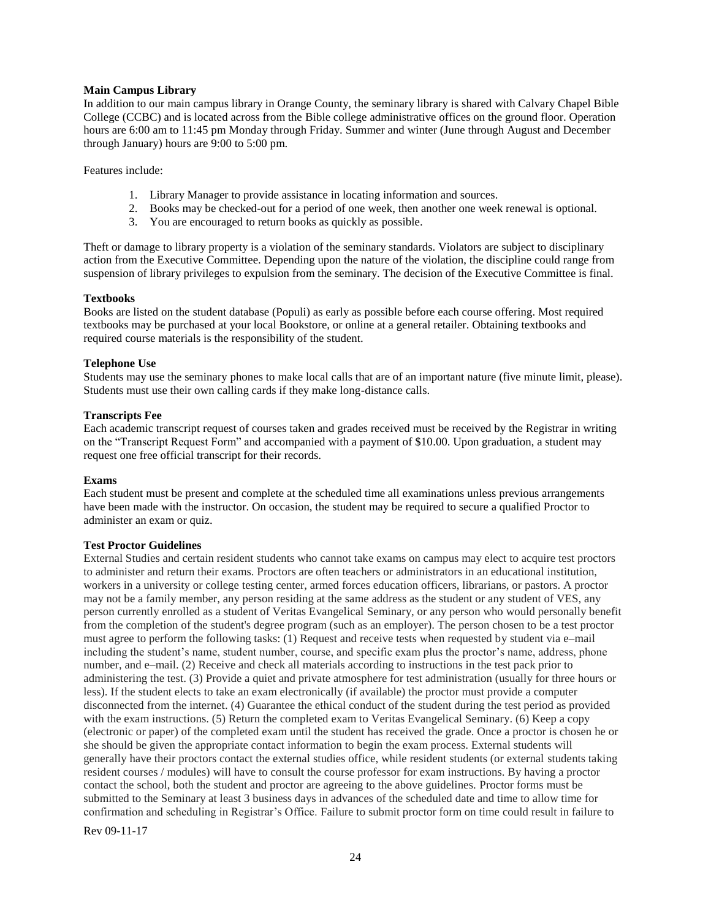**Main Campus Library**

In addition to our main campus library in Orange County, the seminary library is shared with Calvary Chapel Bible College (CCBC) and is located across from the Bible college administrative offices on the ground floor. Operation hours are 6:00 am to 11:45 pm Monday through Friday. Summer and winter (June through August and December through January) hours are 9:00 to 5:00 pm.

Features include:

1. Library Manager to provide assistance in locating information and sources.
2. Books may be checked-out for a period of one week, then another one week renewal is optional.
3. You are encouraged to return books as quickly as possible.

Theft or damage to library property is a violation of the seminary standards. Violators are subject to disciplinary action from the Executive Committee. Depending upon the nature of the violation, the discipline could range from suspension of library privileges to expulsion from the seminary. The decision of the Executive Committee is final.

**Textbooks**

Books are listed on the student database (Populi) as early as possible before each course offering. Most required textbooks may be purchased at your local Bookstore, or online at a general retailer. Obtaining textbooks and required course materials is the responsibility of the student.

**Telephone Use**

Students may use the seminary phones to make local calls that are of an important nature (five minute limit, please). Students must use their own calling cards if they make long-distance calls.

**Transcripts Fee**

Each academic transcript request of courses taken and grades received must be received by the Registrar in writing on the "Transcript Request Form" and accompanied with a payment of $10.00. Upon graduation, a student may request one free official transcript for their records.

**Exams**

Each student must be present and complete at the scheduled time all examinations unless previous arrangements have been made with the instructor. On occasion, the student may be required to secure a qualified Proctor to administer an exam or quiz.

**Test Proctor Guidelines**

External Studies and certain resident students who cannot take exams on campus may elect to acquire test proctors to administer and return their exams. Proctors are often teachers or administrators in an educational institution, workers in a university or college testing center, armed forces education officers, librarians, or pastors. A proctor may not be a family member, any person residing at the same address as the student or any student of VES, any person currently enrolled as a student of Veritas Evangelical Seminary, or any person who would personally benefit from the completion of the student's degree program (such as an employer). The person chosen to be a test proctor must agree to perform the following tasks: (1) Request and receive tests when requested by student via e–mail including the student's name, student number, course, and specific exam plus the proctor's name, address, phone number, and e–mail. (2) Receive and check all materials according to instructions in the test pack prior to administering the test. (3) Provide a quiet and private atmosphere for test administration (usually for three hours or less). If the student elects to take an exam electronically (if available) the proctor must provide a computer disconnected from the internet. (4) Guarantee the ethical conduct of the student during the test period as provided with the exam instructions. (5) Return the completed exam to Veritas Evangelical Seminary. (6) Keep a copy (electronic or paper) of the completed exam until the student has received the grade. Once a proctor is chosen he or she should be given the appropriate contact information to begin the exam process. External students will generally have their proctors contact the external studies office, while resident students (or external students taking resident courses / modules) will have to consult the course professor for exam instructions. By having a proctor contact the school, both the student and proctor are agreeing to the above guidelines. Proctor forms must be submitted to the Seminary at least 3 business days in advances of the scheduled date and time to allow time for confirmation and scheduling in Registrar's Office. Failure to submit proctor form on time could result in failure to

Rev 09-11-17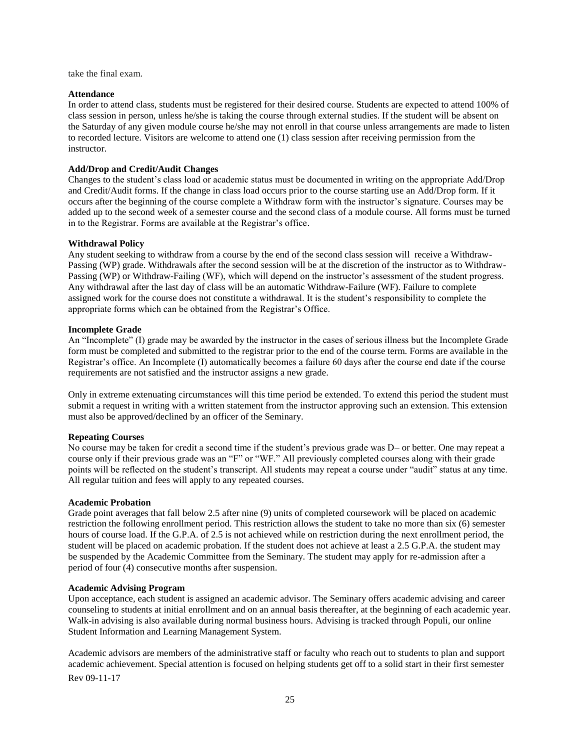take the final exam.

**Attendance**

In order to attend class, students must be registered for their desired course. Students are expected to attend 100% of class session in person, unless he/she is taking the course through external studies. If the student will be absent on the Saturday of any given module course he/she may not enroll in that course unless arrangements are made to listen to recorded lecture. Visitors are welcome to attend one (1) class session after receiving permission from the instructor.

**Add/Drop and Credit/Audit Changes**

Changes to the student's class load or academic status must be documented in writing on the appropriate Add/Drop and Credit/Audit forms. If the change in class load occurs prior to the course starting use an Add/Drop form. If it occurs after the beginning of the course complete a Withdraw form with the instructor's signature. Courses may be added up to the second week of a semester course and the second class of a module course. All forms must be turned in to the Registrar. Forms are available at the Registrar's office.

**Withdrawal Policy**

Any student seeking to withdraw from a course by the end of the second class session will receive a Withdraw-Passing (WP) grade. Withdrawals after the second session will be at the discretion of the instructor as to Withdraw-Passing (WP) or Withdraw-Failing (WF), which will depend on the instructor's assessment of the student progress. Any withdrawal after the last day of class will be an automatic Withdraw-Failure (WF). Failure to complete assigned work for the course does not constitute a withdrawal. It is the student's responsibility to complete the appropriate forms which can be obtained from the Registrar's Office.

**Incomplete Grade**

An "Incomplete" (I) grade may be awarded by the instructor in the cases of serious illness but the Incomplete Grade form must be completed and submitted to the registrar prior to the end of the course term. Forms are available in the Registrar's office. An Incomplete (I) automatically becomes a failure 60 days after the course end date if the course requirements are not satisfied and the instructor assigns a new grade.

Only in extreme extenuating circumstances will this time period be extended. To extend this period the student must submit a request in writing with a written statement from the instructor approving such an extension. This extension must also be approved/declined by an officer of the Seminary.

**Repeating Courses**

No course may be taken for credit a second time if the student's previous grade was D– or better. One may repeat a course only if their previous grade was an "F" or "WF." All previously completed courses along with their grade points will be reflected on the student's transcript. All students may repeat a course under "audit" status at any time. All regular tuition and fees will apply to any repeated courses.

**Academic Probation**

Grade point averages that fall below 2.5 after nine (9) units of completed coursework will be placed on academic restriction the following enrollment period. This restriction allows the student to take no more than six (6) semester hours of course load. If the G.P.A. of 2.5 is not achieved while on restriction during the next enrollment period, the student will be placed on academic probation. If the student does not achieve at least a 2.5 G.P.A. the student may be suspended by the Academic Committee from the Seminary. The student may apply for re-admission after a period of four (4) consecutive months after suspension.

**Academic Advising Program**

Upon acceptance, each student is assigned an academic advisor. The Seminary offers academic advising and career counseling to students at initial enrollment and on an annual basis thereafter, at the beginning of each academic year. Walk-in advising is also available during normal business hours. Advising is tracked through Populi, our online Student Information and Learning Management System.

Academic advisors are members of the administrative staff or faculty who reach out to students to plan and support academic achievement. Special attention is focused on helping students get off to a solid start in their first semester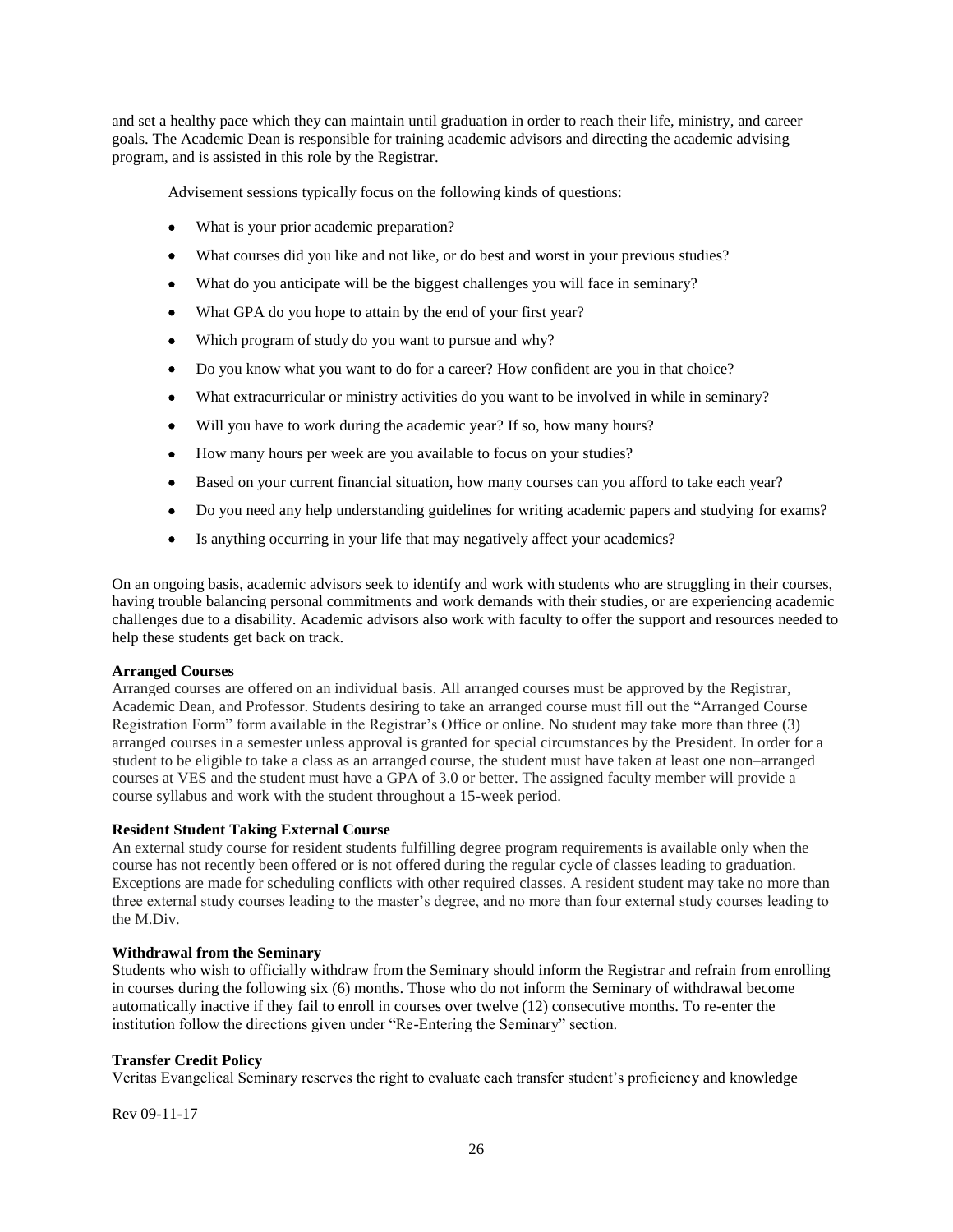and set a healthy pace which they can maintain until graduation in order to reach their life, ministry, and career goals. The Academic Dean is responsible for training academic advisors and directing the academic advising program, and is assisted in this role by the Registrar.

Advisement sessions typically focus on the following kinds of questions:

- What is your prior academic preparation?
- What courses did you like and not like, or do best and worst in your previous studies?
- What do you anticipate will be the biggest challenges you will face in seminary?
- What GPA do you hope to attain by the end of your first year?
- Which program of study do you want to pursue and why?
- Do you know what you want to do for a career? How confident are you in that choice?
- What extracurricular or ministry activities do you want to be involved in while in seminary?
- Will you have to work during the academic year? If so, how many hours?
- How many hours per week are you available to focus on your studies?
- Based on your current financial situation, how many courses can you afford to take each year?
- Do you need any help understanding guidelines for writing academic papers and studying for exams?
- Is anything occurring in your life that may negatively affect your academics?

On an ongoing basis, academic advisors seek to identify and work with students who are struggling in their courses, having trouble balancing personal commitments and work demands with their studies, or are experiencing academic challenges due to a disability. Academic advisors also work with faculty to offer the support and resources needed to help these students get back on track.

**Arranged Courses**

Arranged courses are offered on an individual basis. All arranged courses must be approved by the Registrar, Academic Dean, and Professor. Students desiring to take an arranged course must fill out the "Arranged Course Registration Form" form available in the Registrar's Office or online. No student may take more than three (3) arranged courses in a semester unless approval is granted for special circumstances by the President. In order for a student to be eligible to take a class as an arranged course, the student must have taken at least one non–arranged courses at VES and the student must have a GPA of 3.0 or better. The assigned faculty member will provide a course syllabus and work with the student throughout a 15-week period.

**Resident Student Taking External Course**

An external study course for resident students fulfilling degree program requirements is available only when the course has not recently been offered or is not offered during the regular cycle of classes leading to graduation. Exceptions are made for scheduling conflicts with other required classes. A resident student may take no more than three external study courses leading to the master's degree, and no more than four external study courses leading to the M.Div.

**Withdrawal from the Seminary**

Students who wish to officially withdraw from the Seminary should inform the Registrar and refrain from enrolling in courses during the following six (6) months. Those who do not inform the Seminary of withdrawal become automatically inactive if they fail to enroll in courses over twelve (12) consecutive months. To re-enter the institution follow the directions given under "Re-Entering the Seminary" section.

**Transfer Credit Policy**

Veritas Evangelical Seminary reserves the right to evaluate each transfer student's proficiency and knowledge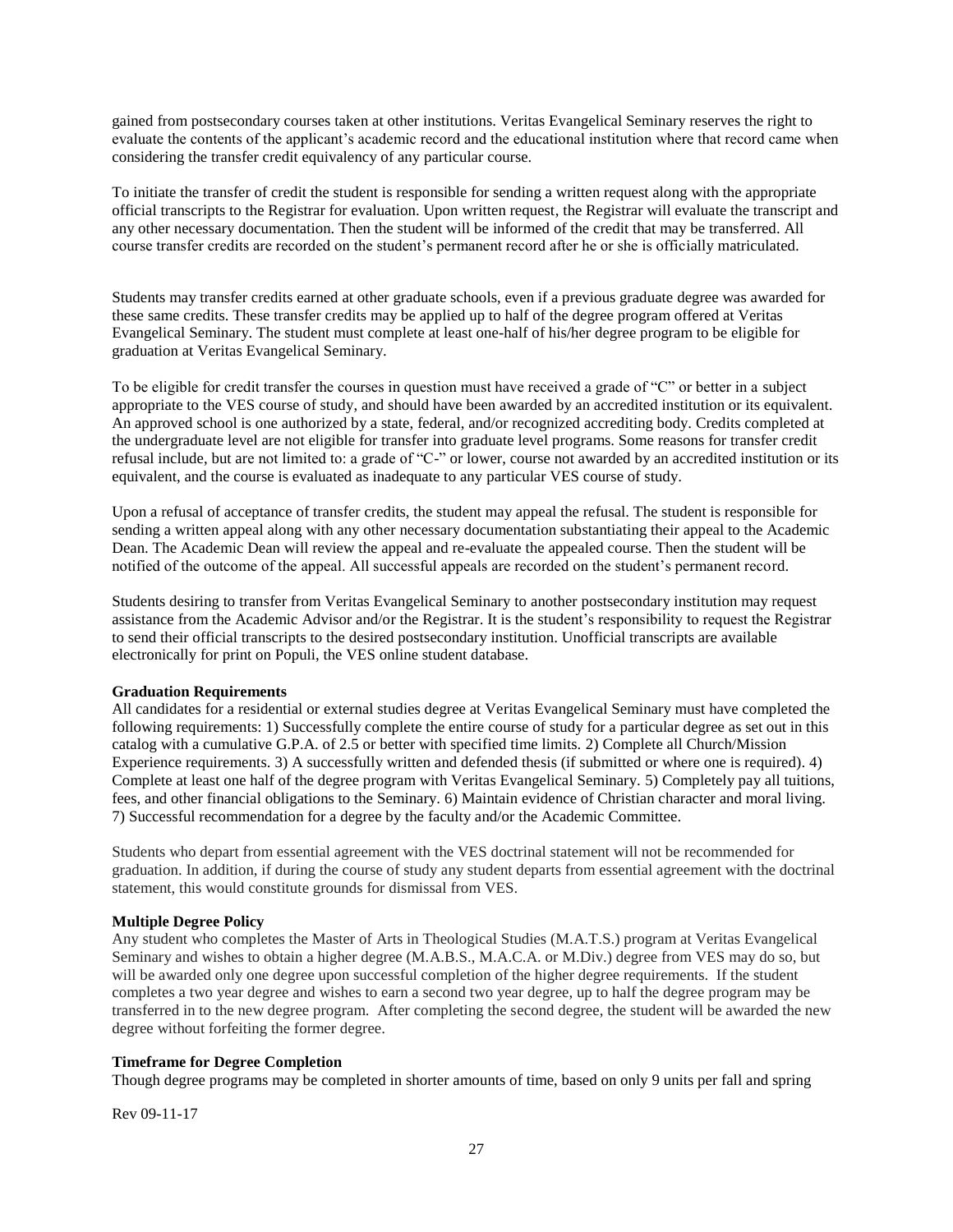gained from postsecondary courses taken at other institutions. Veritas Evangelical Seminary reserves the right to evaluate the contents of the applicant's academic record and the educational institution where that record came when considering the transfer credit equivalency of any particular course.

To initiate the transfer of credit the student is responsible for sending a written request along with the appropriate official transcripts to the Registrar for evaluation. Upon written request, the Registrar will evaluate the transcript and any other necessary documentation. Then the student will be informed of the credit that may be transferred. All course transfer credits are recorded on the student's permanent record after he or she is officially matriculated.

Students may transfer credits earned at other graduate schools, even if a previous graduate degree was awarded for these same credits. These transfer credits may be applied up to half of the degree program offered at Veritas Evangelical Seminary. The student must complete at least one-half of his/her degree program to be eligible for graduation at Veritas Evangelical Seminary.

To be eligible for credit transfer the courses in question must have received a grade of "C" or better in a subject appropriate to the VES course of study, and should have been awarded by an accredited institution or its equivalent. An approved school is one authorized by a state, federal, and/or recognized accrediting body. Credits completed at the undergraduate level are not eligible for transfer into graduate level programs. Some reasons for transfer credit refusal include, but are not limited to: a grade of "C-" or lower, course not awarded by an accredited institution or its equivalent, and the course is evaluated as inadequate to any particular VES course of study.

Upon a refusal of acceptance of transfer credits, the student may appeal the refusal. The student is responsible for sending a written appeal along with any other necessary documentation substantiating their appeal to the Academic Dean. The Academic Dean will review the appeal and re-evaluate the appealed course. Then the student will be notified of the outcome of the appeal. All successful appeals are recorded on the student's permanent record.

Students desiring to transfer from Veritas Evangelical Seminary to another postsecondary institution may request assistance from the Academic Advisor and/or the Registrar. It is the student's responsibility to request the Registrar to send their official transcripts to the desired postsecondary institution. Unofficial transcripts are available electronically for print on Populi, the VES online student database.

**Graduation Requirements**

All candidates for a residential or external studies degree at Veritas Evangelical Seminary must have completed the following requirements: 1) Successfully complete the entire course of study for a particular degree as set out in this catalog with a cumulative G.P.A. of 2.5 or better with specified time limits. 2) Complete all Church/Mission Experience requirements. 3) A successfully written and defended thesis (if submitted or where one is required). 4) Complete at least one half of the degree program with Veritas Evangelical Seminary. 5) Completely pay all tuitions, fees, and other financial obligations to the Seminary. 6) Maintain evidence of Christian character and moral living. 7) Successful recommendation for a degree by the faculty and/or the Academic Committee.

Students who depart from essential agreement with the VES doctrinal statement will not be recommended for graduation. In addition, if during the course of study any student departs from essential agreement with the doctrinal statement, this would constitute grounds for dismissal from VES.

**Multiple Degree Policy**

Any student who completes the Master of Arts in Theological Studies (M.A.T.S.) program at Veritas Evangelical Seminary and wishes to obtain a higher degree (M.A.B.S., M.A.C.A. or M.Div.) degree from VES may do so, but will be awarded only one degree upon successful completion of the higher degree requirements. If the student completes a two year degree and wishes to earn a second two year degree, up to half the degree program may be transferred in to the new degree program. After completing the second degree, the student will be awarded the new degree without forfeiting the former degree.

**Timeframe for Degree Completion**

Though degree programs may be completed in shorter amounts of time, based on only 9 units per fall and spring

Rev 09-11-17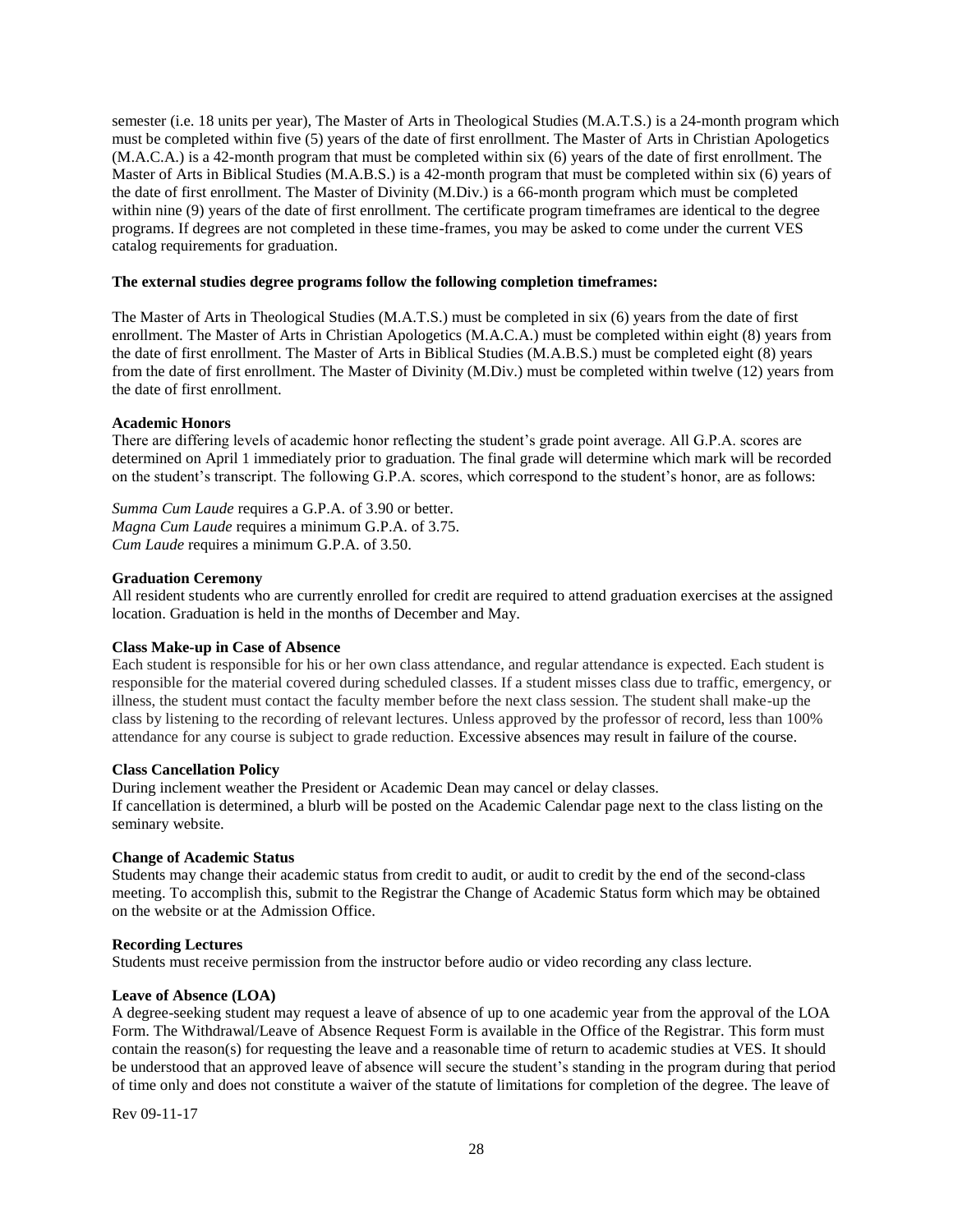semester (i.e. 18 units per year), The Master of Arts in Theological Studies (M.A.T.S.) is a 24-month program which must be completed within five (5) years of the date of first enrollment. The Master of Arts in Christian Apologetics (M.A.C.A.) is a 42-month program that must be completed within six (6) years of the date of first enrollment. The Master of Arts in Biblical Studies (M.A.B.S.) is a 42-month program that must be completed within six (6) years of the date of first enrollment. The Master of Divinity (M.Div.) is a 66-month program which must be completed within nine (9) years of the date of first enrollment. The certificate program timeframes are identical to the degree programs. If degrees are not completed in these time-frames, you may be asked to come under the current VES catalog requirements for graduation.

**The external studies degree programs follow the following completion timeframes:**

The Master of Arts in Theological Studies (M.A.T.S.) must be completed in six (6) years from the date of first enrollment. The Master of Arts in Christian Apologetics (M.A.C.A.) must be completed within eight (8) years from the date of first enrollment. The Master of Arts in Biblical Studies (M.A.B.S.) must be completed eight (8) years from the date of first enrollment. The Master of Divinity (M.Div.) must be completed within twelve (12) years from the date of first enrollment.

**Academic Honors**

There are differing levels of academic honor reflecting the student's grade point average. All G.P.A. scores are determined on April 1 immediately prior to graduation. The final grade will determine which mark will be recorded on the student's transcript. The following G.P.A. scores, which correspond to the student's honor, are as follows:

*Summa Cum Laude* requires a G.P.A. of 3.90 or better.
*Magna Cum Laude* requires a minimum G.P.A. of 3.75.
*Cum Laude* requires a minimum G.P.A. of 3.50.

**Graduation Ceremony**

All resident students who are currently enrolled for credit are required to attend graduation exercises at the assigned location. Graduation is held in the months of December and May.

**Class Make-up in Case of Absence**

Each student is responsible for his or her own class attendance, and regular attendance is expected. Each student is responsible for the material covered during scheduled classes. If a student misses class due to traffic, emergency, or illness, the student must contact the faculty member before the next class session. The student shall make-up the class by listening to the recording of relevant lectures. Unless approved by the professor of record, less than 100% attendance for any course is subject to grade reduction. Excessive absences may result in failure of the course.

**Class Cancellation Policy**

During inclement weather the President or Academic Dean may cancel or delay classes.
If cancellation is determined, a blurb will be posted on the Academic Calendar page next to the class listing on the seminary website.

**Change of Academic Status**

Students may change their academic status from credit to audit, or audit to credit by the end of the second-class meeting. To accomplish this, submit to the Registrar the Change of Academic Status form which may be obtained on the website or at the Admission Office.

**Recording Lectures**

Students must receive permission from the instructor before audio or video recording any class lecture.

**Leave of Absence (LOA)**

A degree-seeking student may request a leave of absence of up to one academic year from the approval of the LOA Form. The Withdrawal/Leave of Absence Request Form is available in the Office of the Registrar. This form must contain the reason(s) for requesting the leave and a reasonable time of return to academic studies at VES. It should be understood that an approved leave of absence will secure the student's standing in the program during that period of time only and does not constitute a waiver of the statute of limitations for completion of the degree. The leave of

Rev 09-11-17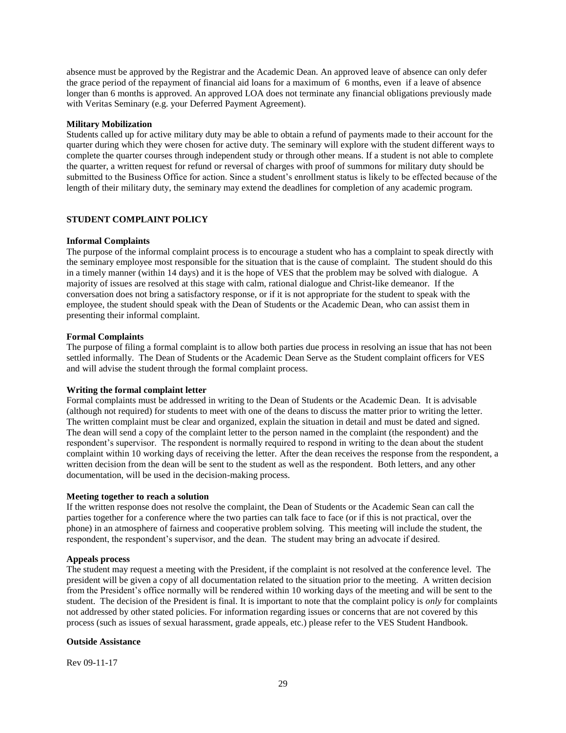absence must be approved by the Registrar and the Academic Dean. An approved leave of absence can only defer the grace period of the repayment of financial aid loans for a maximum of 6 months, even if a leave of absence longer than 6 months is approved. An approved LOA does not terminate any financial obligations previously made with Veritas Seminary (e.g. your Deferred Payment Agreement).

**Military Mobilization**

Students called up for active military duty may be able to obtain a refund of payments made to their account for the quarter during which they were chosen for active duty. The seminary will explore with the student different ways to complete the quarter courses through independent study or through other means. If a student is not able to complete the quarter, a written request for refund or reversal of charges with proof of summons for military duty should be submitted to the Business Office for action. Since a student's enrollment status is likely to be effected because of the length of their military duty, the seminary may extend the deadlines for completion of any academic program.

## STUDENT COMPLAINT POLICY

**Informal Complaints**

The purpose of the informal complaint process is to encourage a student who has a complaint to speak directly with the seminary employee most responsible for the situation that is the cause of complaint. The student should do this in a timely manner (within 14 days) and it is the hope of VES that the problem may be solved with dialogue. A majority of issues are resolved at this stage with calm, rational dialogue and Christ-like demeanor. If the conversation does not bring a satisfactory response, or if it is not appropriate for the student to speak with the employee, the student should speak with the Dean of Students or the Academic Dean, who can assist them in presenting their informal complaint.

**Formal Complaints**

The purpose of filing a formal complaint is to allow both parties due process in resolving an issue that has not been settled informally. The Dean of Students or the Academic Dean Serve as the Student complaint officers for VES and will advise the student through the formal complaint process.

**Writing the formal complaint letter**

Formal complaints must be addressed in writing to the Dean of Students or the Academic Dean. It is advisable (although not required) for students to meet with one of the deans to discuss the matter prior to writing the letter. The written complaint must be clear and organized, explain the situation in detail and must be dated and signed. The dean will send a copy of the complaint letter to the person named in the complaint (the respondent) and the respondent's supervisor. The respondent is normally required to respond in writing to the dean about the student complaint within 10 working days of receiving the letter. After the dean receives the response from the respondent, a written decision from the dean will be sent to the student as well as the respondent. Both letters, and any other documentation, will be used in the decision-making process.

**Meeting together to reach a solution**

If the written response does not resolve the complaint, the Dean of Students or the Academic Sean can call the parties together for a conference where the two parties can talk face to face (or if this is not practical, over the phone) in an atmosphere of fairness and cooperative problem solving. This meeting will include the student, the respondent, the respondent's supervisor, and the dean. The student may bring an advocate if desired.

**Appeals process**

The student may request a meeting with the President, if the complaint is not resolved at the conference level. The president will be given a copy of all documentation related to the situation prior to the meeting. A written decision from the President's office normally will be rendered within 10 working days of the meeting and will be sent to the student. The decision of the President is final. It is important to note that the complaint policy is *only* for complaints not addressed by other stated policies. For information regarding issues or concerns that are not covered by this process (such as issues of sexual harassment, grade appeals, etc.) please refer to the VES Student Handbook.

**Outside Assistance**

Rev 09-11-17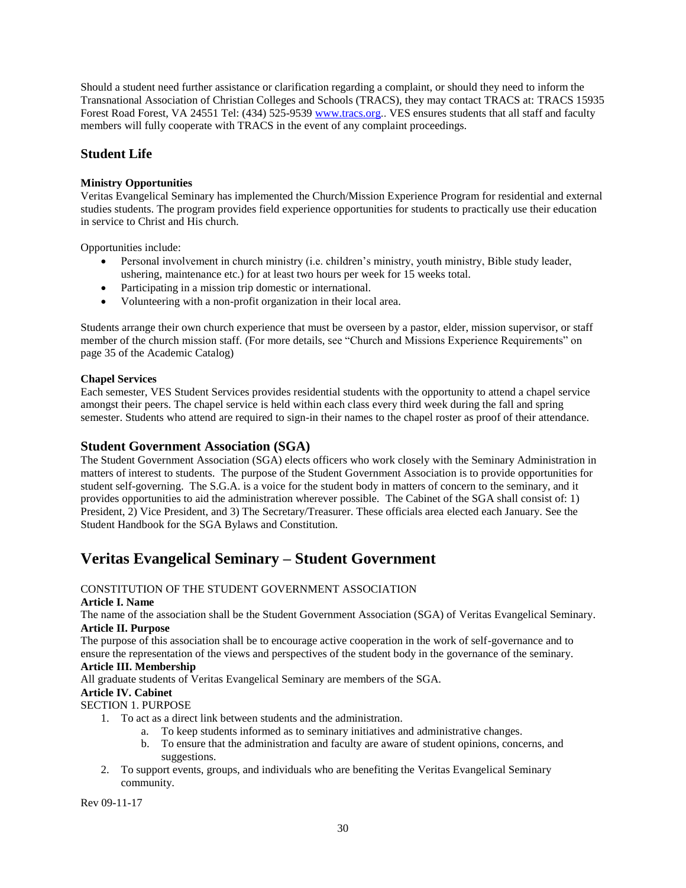Should a student need further assistance or clarification regarding a complaint, or should they need to inform the Transnational Association of Christian Colleges and Schools (TRACS), they may contact TRACS at: TRACS 15935 Forest Road Forest, VA 24551 Tel: (434) 525-9539 www.tracs.org.. VES ensures students that all staff and faculty members will fully cooperate with TRACS in the event of any complaint proceedings.

## Student Life

**Ministry Opportunities**

Veritas Evangelical Seminary has implemented the Church/Mission Experience Program for residential and external studies students. The program provides field experience opportunities for students to practically use their education in service to Christ and His church.

Opportunities include:

- Personal involvement in church ministry (i.e. children's ministry, youth ministry, Bible study leader, ushering, maintenance etc.) for at least two hours per week for 15 weeks total.
- Participating in a mission trip domestic or international.
- Volunteering with a non-profit organization in their local area.

Students arrange their own church experience that must be overseen by a pastor, elder, mission supervisor, or staff member of the church mission staff. (For more details, see "Church and Missions Experience Requirements" on page 35 of the Academic Catalog)

**Chapel Services**

Each semester, VES Student Services provides residential students with the opportunity to attend a chapel service amongst their peers. The chapel service is held within each class every third week during the fall and spring semester. Students who attend are required to sign-in their names to the chapel roster as proof of their attendance.

## Student Government Association (SGA)

The Student Government Association (SGA) elects officers who work closely with the Seminary Administration in matters of interest to students. The purpose of the Student Government Association is to provide opportunities for student self-governing. The S.G.A. is a voice for the student body in matters of concern to the seminary, and it provides opportunities to aid the administration wherever possible. The Cabinet of the SGA shall consist of: 1) President, 2) Vice President, and 3) The Secretary/Treasurer. These officials area elected each January. See the Student Handbook for the SGA Bylaws and Constitution.

# Veritas Evangelical Seminary – Student Government

CONSTITUTION OF THE STUDENT GOVERNMENT ASSOCIATION

**Article I. Name**

The name of the association shall be the Student Government Association (SGA) of Veritas Evangelical Seminary.

**Article II. Purpose**

The purpose of this association shall be to encourage active cooperation in the work of self-governance and to ensure the representation of the views and perspectives of the student body in the governance of the seminary.

**Article III. Membership**

All graduate students of Veritas Evangelical Seminary are members of the SGA.

**Article IV. Cabinet**

SECTION 1. PURPOSE

1. To act as a direct link between students and the administration.
    a. To keep students informed as to seminary initiatives and administrative changes.
    b. To ensure that the administration and faculty are aware of student opinions, concerns, and suggestions.
2. To support events, groups, and individuals who are benefiting the Veritas Evangelical Seminary community.

Rev 09-11-17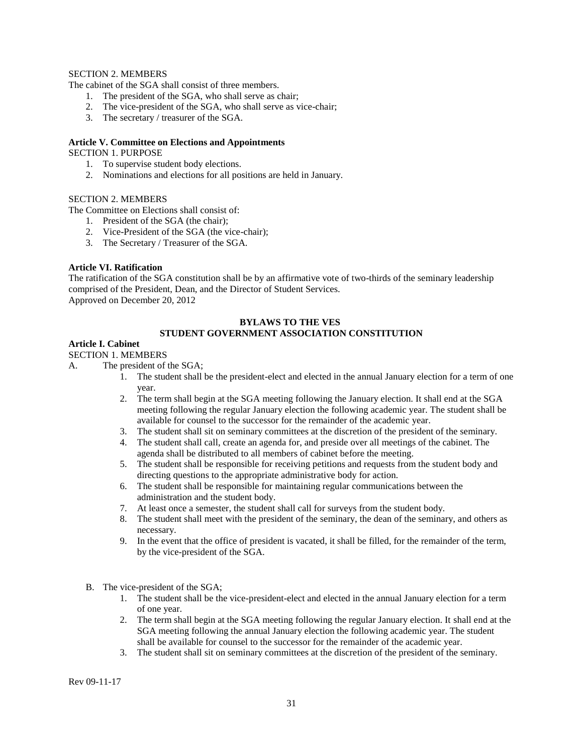SECTION 2. MEMBERS

The cabinet of the SGA shall consist of three members.

1. The president of the SGA, who shall serve as chair;
2. The vice-president of the SGA, who shall serve as vice-chair;
3. The secretary / treasurer of the SGA.

**Article V. Committee on Elections and Appointments**

SECTION 1. PURPOSE

1. To supervise student body elections.
2. Nominations and elections for all positions are held in January.

SECTION 2. MEMBERS

The Committee on Elections shall consist of:

1. President of the SGA (the chair);
2. Vice-President of the SGA (the vice-chair);
3. The Secretary / Treasurer of the SGA.

**Article VI. Ratification**

The ratification of the SGA constitution shall be by an affirmative vote of two-thirds of the seminary leadership comprised of the President, Dean, and the Director of Student Services.

Approved on December 20, 2012

**BYLAWS TO THE VES**
**STUDENT GOVERNMENT ASSOCIATION CONSTITUTION**

**Article I. Cabinet**

SECTION 1. MEMBERS

A. The president of the SGA;
   1. The student shall be the president-elect and elected in the annual January election for a term of one year.
   2. The term shall begin at the SGA meeting following the January election. It shall end at the SGA meeting following the regular January election the following academic year. The student shall be available for counsel to the successor for the remainder of the academic year.
   3. The student shall sit on seminary committees at the discretion of the president of the seminary.
   4. The student shall call, create an agenda for, and preside over all meetings of the cabinet. The agenda shall be distributed to all members of cabinet before the meeting.
   5. The student shall be responsible for receiving petitions and requests from the student body and directing questions to the appropriate administrative body for action.
   6. The student shall be responsible for maintaining regular communications between the administration and the student body.
   7. At least once a semester, the student shall call for surveys from the student body.
   8. The student shall meet with the president of the seminary, the dean of the seminary, and others as necessary.
   9. In the event that the office of president is vacated, it shall be filled, for the remainder of the term, by the vice-president of the SGA.

B. The vice-president of the SGA;
   1. The student shall be the vice-president-elect and elected in the annual January election for a term of one year.
   2. The term shall begin at the SGA meeting following the regular January election. It shall end at the SGA meeting following the annual January election the following academic year. The student shall be available for counsel to the successor for the remainder of the academic year.
   3. The student shall sit on seminary committees at the discretion of the president of the seminary.

Rev 09-11-17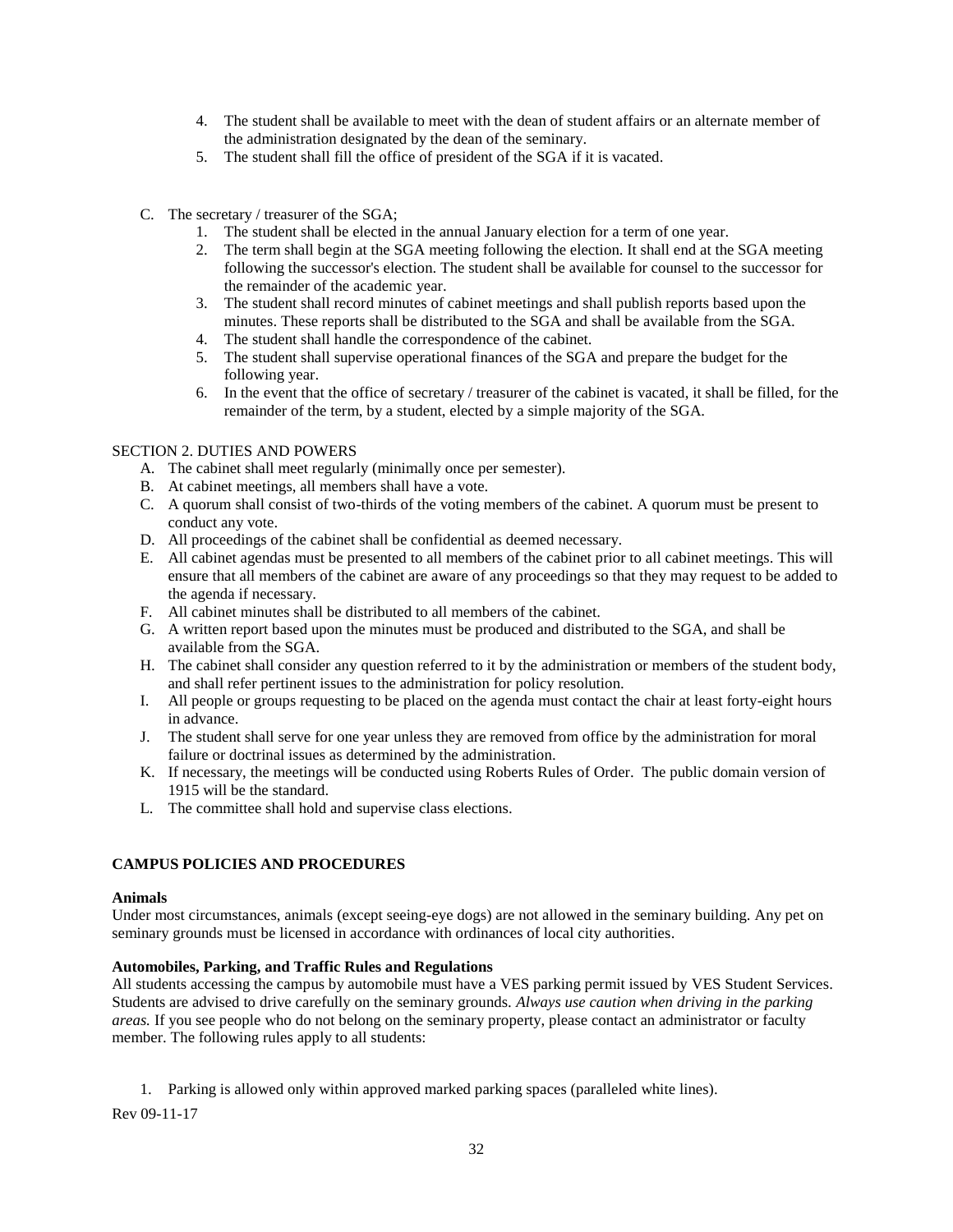4. The student shall be available to meet with the dean of student affairs or an alternate member of the administration designated by the dean of the seminary.
5. The student shall fill the office of president of the SGA if it is vacated.

C. The secretary / treasurer of the SGA;
   1. The student shall be elected in the annual January election for a term of one year.
   2. The term shall begin at the SGA meeting following the election. It shall end at the SGA meeting following the successor's election. The student shall be available for counsel to the successor for the remainder of the academic year.
   3. The student shall record minutes of cabinet meetings and shall publish reports based upon the minutes. These reports shall be distributed to the SGA and shall be available from the SGA.
   4. The student shall handle the correspondence of the cabinet.
   5. The student shall supervise operational finances of the SGA and prepare the budget for the following year.
   6. In the event that the office of secretary / treasurer of the cabinet is vacated, it shall be filled, for the remainder of the term, by a student, elected by a simple majority of the SGA.

SECTION 2. DUTIES AND POWERS

A. The cabinet shall meet regularly (minimally once per semester).
B. At cabinet meetings, all members shall have a vote.
C. A quorum shall consist of two-thirds of the voting members of the cabinet. A quorum must be present to conduct any vote.
D. All proceedings of the cabinet shall be confidential as deemed necessary.
E. All cabinet agendas must be presented to all members of the cabinet prior to all cabinet meetings. This will ensure that all members of the cabinet are aware of any proceedings so that they may request to be added to the agenda if necessary.
F. All cabinet minutes shall be distributed to all members of the cabinet.
G. A written report based upon the minutes must be produced and distributed to the SGA, and shall be available from the SGA.
H. The cabinet shall consider any question referred to it by the administration or members of the student body, and shall refer pertinent issues to the administration for policy resolution.
I. All people or groups requesting to be placed on the agenda must contact the chair at least forty-eight hours in advance.
J. The student shall serve for one year unless they are removed from office by the administration for moral failure or doctrinal issues as determined by the administration.
K. If necessary, the meetings will be conducted using Roberts Rules of Order. The public domain version of 1915 will be the standard.
L. The committee shall hold and supervise class elections.

**CAMPUS POLICIES AND PROCEDURES**

**Animals**

Under most circumstances, animals (except seeing-eye dogs) are not allowed in the seminary building. Any pet on seminary grounds must be licensed in accordance with ordinances of local city authorities.

**Automobiles, Parking, and Traffic Rules and Regulations**

All students accessing the campus by automobile must have a VES parking permit issued by VES Student Services. Students are advised to drive carefully on the seminary grounds. *Always use caution when driving in the parking areas.* If you see people who do not belong on the seminary property, please contact an administrator or faculty member. The following rules apply to all students:

1. Parking is allowed only within approved marked parking spaces (paralleled white lines).

Rev 09-11-17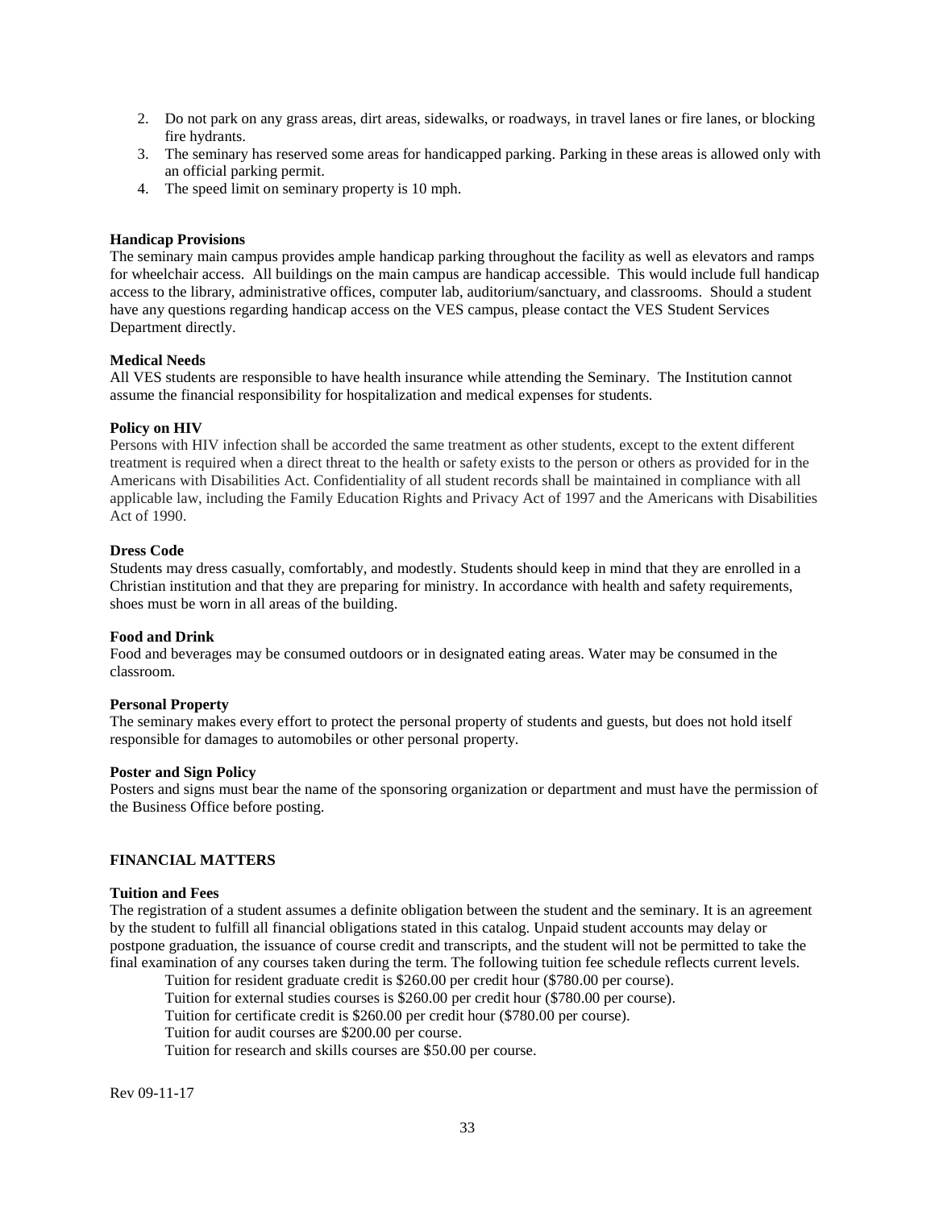2. Do not park on any grass areas, dirt areas, sidewalks, or roadways, in travel lanes or fire lanes, or blocking fire hydrants.
3. The seminary has reserved some areas for handicapped parking. Parking in these areas is allowed only with an official parking permit.
4. The speed limit on seminary property is 10 mph.

**Handicap Provisions**

The seminary main campus provides ample handicap parking throughout the facility as well as elevators and ramps for wheelchair access. All buildings on the main campus are handicap accessible. This would include full handicap access to the library, administrative offices, computer lab, auditorium/sanctuary, and classrooms. Should a student have any questions regarding handicap access on the VES campus, please contact the VES Student Services Department directly.

**Medical Needs**

All VES students are responsible to have health insurance while attending the Seminary. The Institution cannot assume the financial responsibility for hospitalization and medical expenses for students.

**Policy on HIV**

Persons with HIV infection shall be accorded the same treatment as other students, except to the extent different treatment is required when a direct threat to the health or safety exists to the person or others as provided for in the Americans with Disabilities Act. Confidentiality of all student records shall be maintained in compliance with all applicable law, including the Family Education Rights and Privacy Act of 1997 and the Americans with Disabilities Act of 1990.

**Dress Code**

Students may dress casually, comfortably, and modestly. Students should keep in mind that they are enrolled in a Christian institution and that they are preparing for ministry. In accordance with health and safety requirements, shoes must be worn in all areas of the building.

**Food and Drink**

Food and beverages may be consumed outdoors or in designated eating areas. Water may be consumed in the classroom.

**Personal Property**

The seminary makes every effort to protect the personal property of students and guests, but does not hold itself responsible for damages to automobiles or other personal property.

**Poster and Sign Policy**

Posters and signs must bear the name of the sponsoring organization or department and must have the permission of the Business Office before posting.

## FINANCIAL MATTERS

**Tuition and Fees**

The registration of a student assumes a definite obligation between the student and the seminary. It is an agreement by the student to fulfill all financial obligations stated in this catalog. Unpaid student accounts may delay or postpone graduation, the issuance of course credit and transcripts, and the student will not be permitted to take the final examination of any courses taken during the term. The following tuition fee schedule reflects current levels.

Tuition for resident graduate credit is $260.00 per credit hour ($780.00 per course).
Tuition for external studies courses is $260.00 per credit hour ($780.00 per course).
Tuition for certificate credit is $260.00 per credit hour ($780.00 per course).
Tuition for audit courses are $200.00 per course.
Tuition for research and skills courses are $50.00 per course.

Rev 09-11-17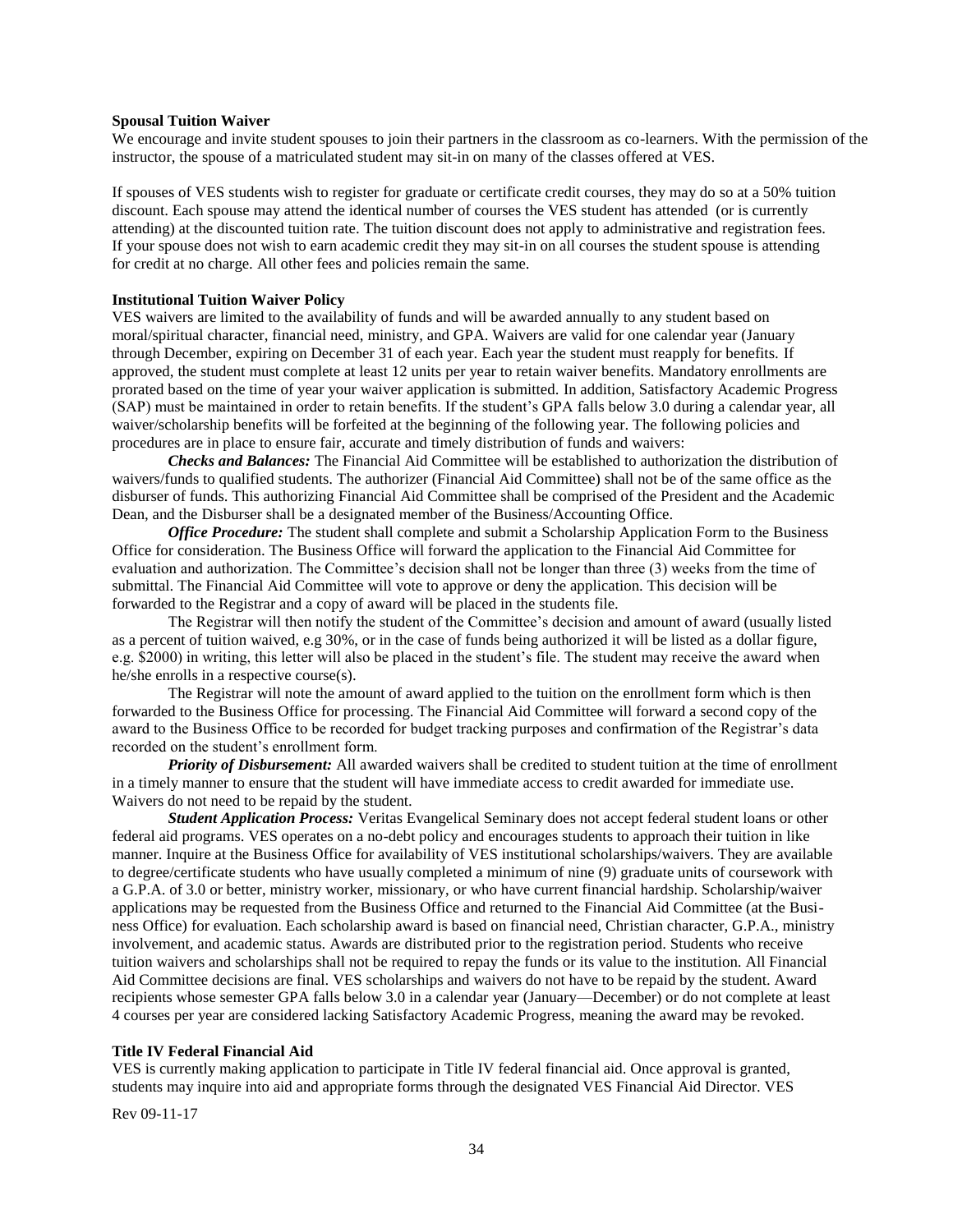**Spousal Tuition Waiver**

We encourage and invite student spouses to join their partners in the classroom as co-learners. With the permission of the instructor, the spouse of a matriculated student may sit-in on many of the classes offered at VES.

If spouses of VES students wish to register for graduate or certificate credit courses, they may do so at a 50% tuition discount. Each spouse may attend the identical number of courses the VES student has attended (or is currently attending) at the discounted tuition rate. The tuition discount does not apply to administrative and registration fees. If your spouse does not wish to earn academic credit they may sit-in on all courses the student spouse is attending for credit at no charge. All other fees and policies remain the same.

**Institutional Tuition Waiver Policy**

VES waivers are limited to the availability of funds and will be awarded annually to any student based on moral/spiritual character, financial need, ministry, and GPA. Waivers are valid for one calendar year (January through December, expiring on December 31 of each year. Each year the student must reapply for benefits. If approved, the student must complete at least 12 units per year to retain waiver benefits. Mandatory enrollments are prorated based on the time of year your waiver application is submitted. In addition, Satisfactory Academic Progress (SAP) must be maintained in order to retain benefits. If the student's GPA falls below 3.0 during a calendar year, all waiver/scholarship benefits will be forfeited at the beginning of the following year. The following policies and procedures are in place to ensure fair, accurate and timely distribution of funds and waivers:

***Checks and Balances:*** The Financial Aid Committee will be established to authorization the distribution of waivers/funds to qualified students. The authorizer (Financial Aid Committee) shall not be of the same office as the disburser of funds. This authorizing Financial Aid Committee shall be comprised of the President and the Academic Dean, and the Disburser shall be a designated member of the Business/Accounting Office.

***Office Procedure:*** The student shall complete and submit a Scholarship Application Form to the Business Office for consideration. The Business Office will forward the application to the Financial Aid Committee for evaluation and authorization. The Committee's decision shall not be longer than three (3) weeks from the time of submittal. The Financial Aid Committee will vote to approve or deny the application. This decision will be forwarded to the Registrar and a copy of award will be placed in the students file.

The Registrar will then notify the student of the Committee's decision and amount of award (usually listed as a percent of tuition waived, e.g 30%, or in the case of funds being authorized it will be listed as a dollar figure, e.g. $2000) in writing, this letter will also be placed in the student's file. The student may receive the award when he/she enrolls in a respective course(s).

The Registrar will note the amount of award applied to the tuition on the enrollment form which is then forwarded to the Business Office for processing. The Financial Aid Committee will forward a second copy of the award to the Business Office to be recorded for budget tracking purposes and confirmation of the Registrar's data recorded on the student's enrollment form.

***Priority of Disbursement:*** All awarded waivers shall be credited to student tuition at the time of enrollment in a timely manner to ensure that the student will have immediate access to credit awarded for immediate use. Waivers do not need to be repaid by the student.

***Student Application Process:*** Veritas Evangelical Seminary does not accept federal student loans or other federal aid programs. VES operates on a no-debt policy and encourages students to approach their tuition in like manner. Inquire at the Business Office for availability of VES institutional scholarships/waivers. They are available to degree/certificate students who have usually completed a minimum of nine (9) graduate units of coursework with a G.P.A. of 3.0 or better, ministry worker, missionary, or who have current financial hardship. Scholarship/waiver applications may be requested from the Business Office and returned to the Financial Aid Committee (at the Business Office) for evaluation. Each scholarship award is based on financial need, Christian character, G.P.A., ministry involvement, and academic status. Awards are distributed prior to the registration period. Students who receive tuition waivers and scholarships shall not be required to repay the funds or its value to the institution. All Financial Aid Committee decisions are final. VES scholarships and waivers do not have to be repaid by the student. Award recipients whose semester GPA falls below 3.0 in a calendar year (January—December) or do not complete at least 4 courses per year are considered lacking Satisfactory Academic Progress, meaning the award may be revoked.

**Title IV Federal Financial Aid**

VES is currently making application to participate in Title IV federal financial aid. Once approval is granted, students may inquire into aid and appropriate forms through the designated VES Financial Aid Director. VES

Rev 09-11-17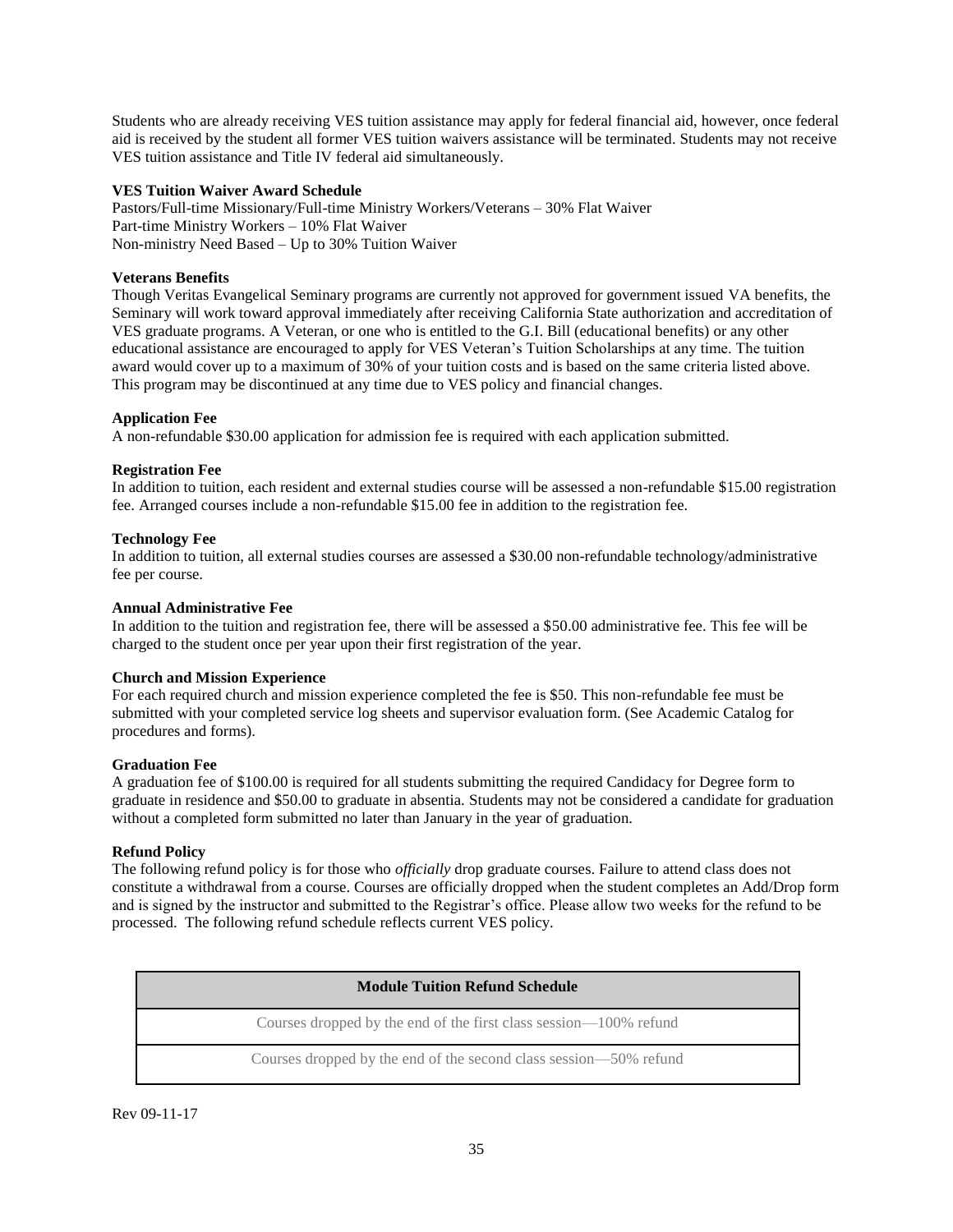Students who are already receiving VES tuition assistance may apply for federal financial aid, however, once federal aid is received by the student all former VES tuition waivers assistance will be terminated. Students may not receive VES tuition assistance and Title IV federal aid simultaneously.

**VES Tuition Waiver Award Schedule**

Pastors/Full-time Missionary/Full-time Ministry Workers/Veterans – 30% Flat Waiver
Part-time Ministry Workers – 10% Flat Waiver
Non-ministry Need Based – Up to 30% Tuition Waiver

**Veterans Benefits**

Though Veritas Evangelical Seminary programs are currently not approved for government issued VA benefits, the Seminary will work toward approval immediately after receiving California State authorization and accreditation of VES graduate programs. A Veteran, or one who is entitled to the G.I. Bill (educational benefits) or any other educational assistance are encouraged to apply for VES Veteran's Tuition Scholarships at any time. The tuition award would cover up to a maximum of 30% of your tuition costs and is based on the same criteria listed above. This program may be discontinued at any time due to VES policy and financial changes.

**Application Fee**

A non-refundable $30.00 application for admission fee is required with each application submitted.

**Registration Fee**

In addition to tuition, each resident and external studies course will be assessed a non-refundable $15.00 registration fee. Arranged courses include a non-refundable $15.00 fee in addition to the registration fee.

**Technology Fee**

In addition to tuition, all external studies courses are assessed a $30.00 non-refundable technology/administrative fee per course.

**Annual Administrative Fee**

In addition to the tuition and registration fee, there will be assessed a $50.00 administrative fee. This fee will be charged to the student once per year upon their first registration of the year.

**Church and Mission Experience**

For each required church and mission experience completed the fee is $50. This non-refundable fee must be submitted with your completed service log sheets and supervisor evaluation form. (See Academic Catalog for procedures and forms).

**Graduation Fee**

A graduation fee of $100.00 is required for all students submitting the required Candidacy for Degree form to graduate in residence and $50.00 to graduate in absentia. Students may not be considered a candidate for graduation without a completed form submitted no later than January in the year of graduation.

**Refund Policy**

The following refund policy is for those who *officially* drop graduate courses. Failure to attend class does not constitute a withdrawal from a course. Courses are officially dropped when the student completes an Add/Drop form and is signed by the instructor and submitted to the Registrar's office. Please allow two weeks for the refund to be processed. The following refund schedule reflects current VES policy.

| Module Tuition Refund Schedule |
| --- |
| Courses dropped by the end of the first class session—100% refund |
| Courses dropped by the end of the second class session—50% refund |

Rev 09-11-17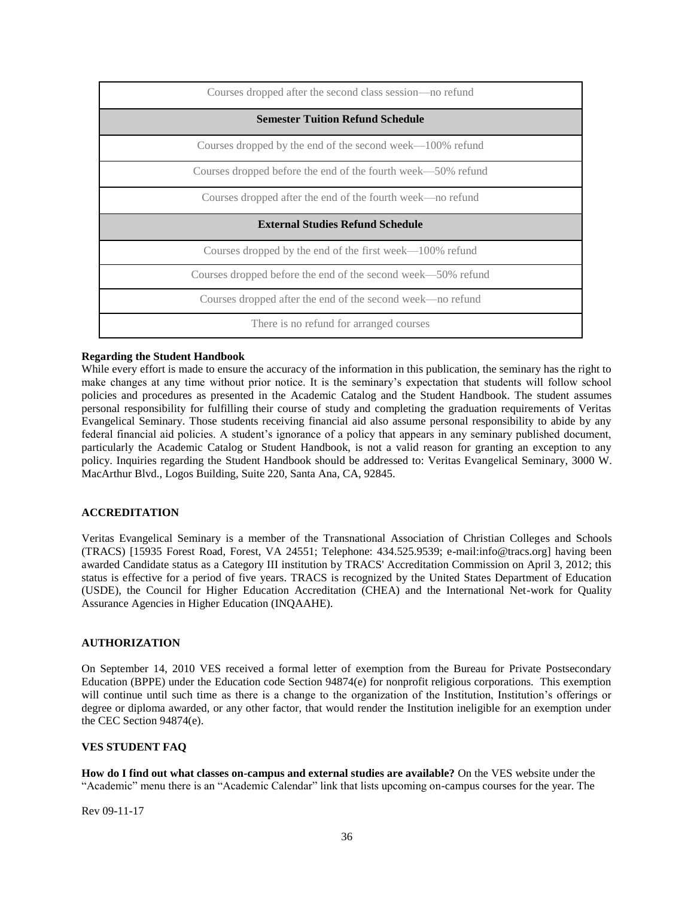| Courses dropped after the second class session—no refund |
|---|
| **Semester Tuition Refund Schedule** |
| Courses dropped by the end of the second week—100% refund |
| Courses dropped before the end of the fourth week—50% refund |
| Courses dropped after the end of the fourth week—no refund |
| **External Studies Refund Schedule** |
| Courses dropped by the end of the first week—100% refund |
| Courses dropped before the end of the second week—50% refund |
| Courses dropped after the end of the second week—no refund |
| There is no refund for arranged courses |

**Regarding the Student Handbook**

While every effort is made to ensure the accuracy of the information in this publication, the seminary has the right to make changes at any time without prior notice. It is the seminary's expectation that students will follow school policies and procedures as presented in the Academic Catalog and the Student Handbook. The student assumes personal responsibility for fulfilling their course of study and completing the graduation requirements of Veritas Evangelical Seminary. Those students receiving financial aid also assume personal responsibility to abide by any federal financial aid policies. A student's ignorance of a policy that appears in any seminary published document, particularly the Academic Catalog or Student Handbook, is not a valid reason for granting an exception to any policy. Inquiries regarding the Student Handbook should be addressed to: Veritas Evangelical Seminary, 3000 W. MacArthur Blvd., Logos Building, Suite 220, Santa Ana, CA, 92845.

## ACCREDITATION

Veritas Evangelical Seminary is a member of the Transnational Association of Christian Colleges and Schools (TRACS) [15935 Forest Road, Forest, VA 24551; Telephone: 434.525.9539; e-mail:info@tracs.org] having been awarded Candidate status as a Category III institution by TRACS' Accreditation Commission on April 3, 2012; this status is effective for a period of five years. TRACS is recognized by the United States Department of Education (USDE), the Council for Higher Education Accreditation (CHEA) and the International Net-work for Quality Assurance Agencies in Higher Education (INQAAHE).

## AUTHORIZATION

On September 14, 2010 VES received a formal letter of exemption from the Bureau for Private Postsecondary Education (BPPE) under the Education code Section 94874(e) for nonprofit religious corporations. This exemption will continue until such time as there is a change to the organization of the Institution, Institution's offerings or degree or diploma awarded, or any other factor, that would render the Institution ineligible for an exemption under the CEC Section 94874(e).

## VES STUDENT FAQ

**How do I find out what classes on-campus and external studies are available?** On the VES website under the "Academic" menu there is an "Academic Calendar" link that lists upcoming on-campus courses for the year. The

Rev 09-11-17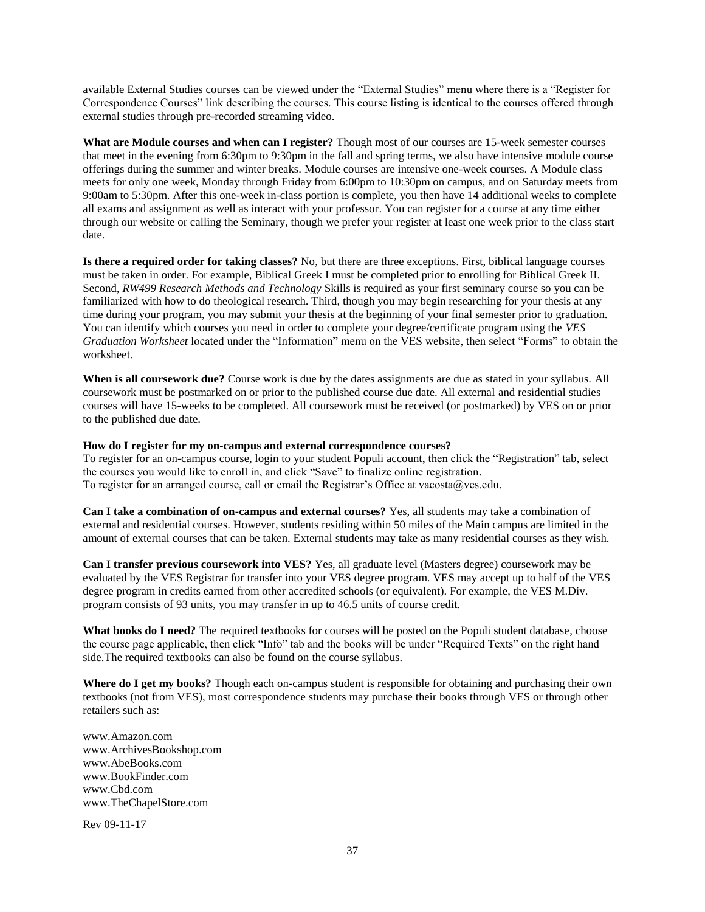available External Studies courses can be viewed under the "External Studies" menu where there is a "Register for Correspondence Courses" link describing the courses. This course listing is identical to the courses offered through external studies through pre-recorded streaming video.

**What are Module courses and when can I register?** Though most of our courses are 15-week semester courses that meet in the evening from 6:30pm to 9:30pm in the fall and spring terms, we also have intensive module course offerings during the summer and winter breaks. Module courses are intensive one-week courses. A Module class meets for only one week, Monday through Friday from 6:00pm to 10:30pm on campus, and on Saturday meets from 9:00am to 5:30pm. After this one-week in-class portion is complete, you then have 14 additional weeks to complete all exams and assignment as well as interact with your professor. You can register for a course at any time either through our website or calling the Seminary, though we prefer your register at least one week prior to the class start date.

**Is there a required order for taking classes?** No, but there are three exceptions. First, biblical language courses must be taken in order. For example, Biblical Greek I must be completed prior to enrolling for Biblical Greek II. Second, *RW499 Research Methods and Technology* Skills is required as your first seminary course so you can be familiarized with how to do theological research. Third, though you may begin researching for your thesis at any time during your program, you may submit your thesis at the beginning of your final semester prior to graduation. You can identify which courses you need in order to complete your degree/certificate program using the *VES Graduation Worksheet* located under the "Information" menu on the VES website, then select "Forms" to obtain the worksheet.

**When is all coursework due?** Course work is due by the dates assignments are due as stated in your syllabus. All coursework must be postmarked on or prior to the published course due date. All external and residential studies courses will have 15-weeks to be completed. All coursework must be received (or postmarked) by VES on or prior to the published due date.

**How do I register for my on-campus and external correspondence courses?**
To register for an on-campus course, login to your student Populi account, then click the "Registration" tab, select the courses you would like to enroll in, and click "Save" to finalize online registration.
To register for an arranged course, call or email the Registrar's Office at vacosta@ves.edu.

**Can I take a combination of on-campus and external courses?** Yes, all students may take a combination of external and residential courses. However, students residing within 50 miles of the Main campus are limited in the amount of external courses that can be taken. External students may take as many residential courses as they wish.

**Can I transfer previous coursework into VES?** Yes, all graduate level (Masters degree) coursework may be evaluated by the VES Registrar for transfer into your VES degree program. VES may accept up to half of the VES degree program in credits earned from other accredited schools (or equivalent). For example, the VES M.Div. program consists of 93 units, you may transfer in up to 46.5 units of course credit.

**What books do I need?** The required textbooks for courses will be posted on the Populi student database, choose the course page applicable, then click "Info" tab and the books will be under "Required Texts" on the right hand side.The required textbooks can also be found on the course syllabus.

**Where do I get my books?** Though each on-campus student is responsible for obtaining and purchasing their own textbooks (not from VES), most correspondence students may purchase their books through VES or through other retailers such as:

www.Amazon.com
www.ArchivesBookshop.com
www.AbeBooks.com
www.BookFinder.com
www.Cbd.com
www.TheChapelStore.com

Rev 09-11-17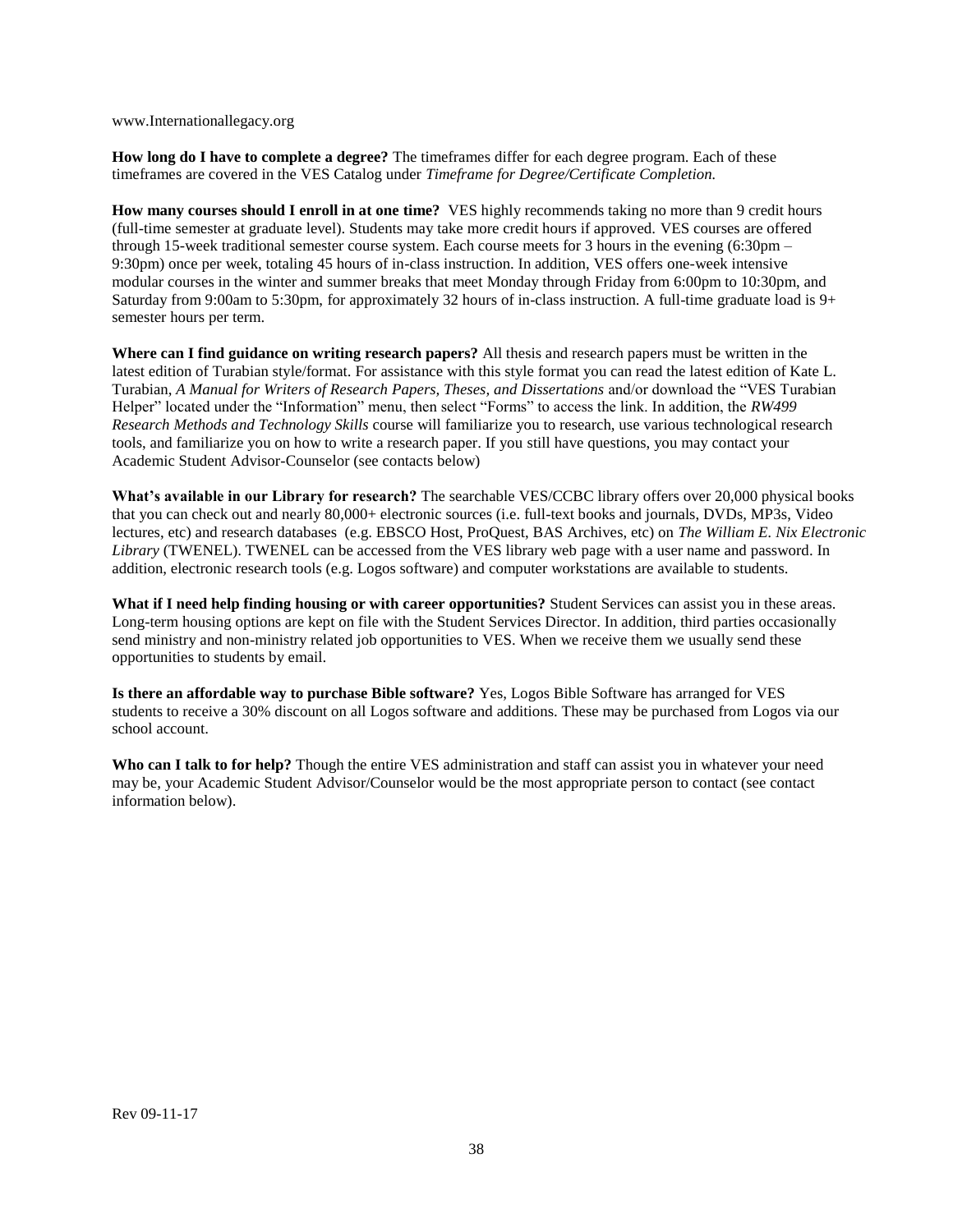www.Internationallegacy.org

**How long do I have to complete a degree?** The timeframes differ for each degree program. Each of these timeframes are covered in the VES Catalog under *Timeframe for Degree/Certificate Completion.*

**How many courses should I enroll in at one time?** VES highly recommends taking no more than 9 credit hours (full-time semester at graduate level). Students may take more credit hours if approved. VES courses are offered through 15-week traditional semester course system. Each course meets for 3 hours in the evening (6:30pm – 9:30pm) once per week, totaling 45 hours of in-class instruction. In addition, VES offers one-week intensive modular courses in the winter and summer breaks that meet Monday through Friday from 6:00pm to 10:30pm, and Saturday from 9:00am to 5:30pm, for approximately 32 hours of in-class instruction. A full-time graduate load is 9+ semester hours per term.

**Where can I find guidance on writing research papers?** All thesis and research papers must be written in the latest edition of Turabian style/format. For assistance with this style format you can read the latest edition of Kate L. Turabian, *A Manual for Writers of Research Papers, Theses, and Dissertations* and/or download the "VES Turabian Helper" located under the "Information" menu, then select "Forms" to access the link. In addition, the *RW499 Research Methods and Technology Skills* course will familiarize you to research, use various technological research tools, and familiarize you on how to write a research paper. If you still have questions, you may contact your Academic Student Advisor-Counselor (see contacts below)

**What's available in our Library for research?** The searchable VES/CCBC library offers over 20,000 physical books that you can check out and nearly 80,000+ electronic sources (i.e. full-text books and journals, DVDs, MP3s, Video lectures, etc) and research databases (e.g. EBSCO Host, ProQuest, BAS Archives, etc) on *The William E. Nix Electronic Library* (TWENEL). TWENEL can be accessed from the VES library web page with a user name and password. In addition, electronic research tools (e.g. Logos software) and computer workstations are available to students.

**What if I need help finding housing or with career opportunities?** Student Services can assist you in these areas. Long-term housing options are kept on file with the Student Services Director. In addition, third parties occasionally send ministry and non-ministry related job opportunities to VES. When we receive them we usually send these opportunities to students by email.

**Is there an affordable way to purchase Bible software?** Yes, Logos Bible Software has arranged for VES students to receive a 30% discount on all Logos software and additions. These may be purchased from Logos via our school account.

**Who can I talk to for help?** Though the entire VES administration and staff can assist you in whatever your need may be, your Academic Student Advisor/Counselor would be the most appropriate person to contact (see contact information below).

Rev 09-11-17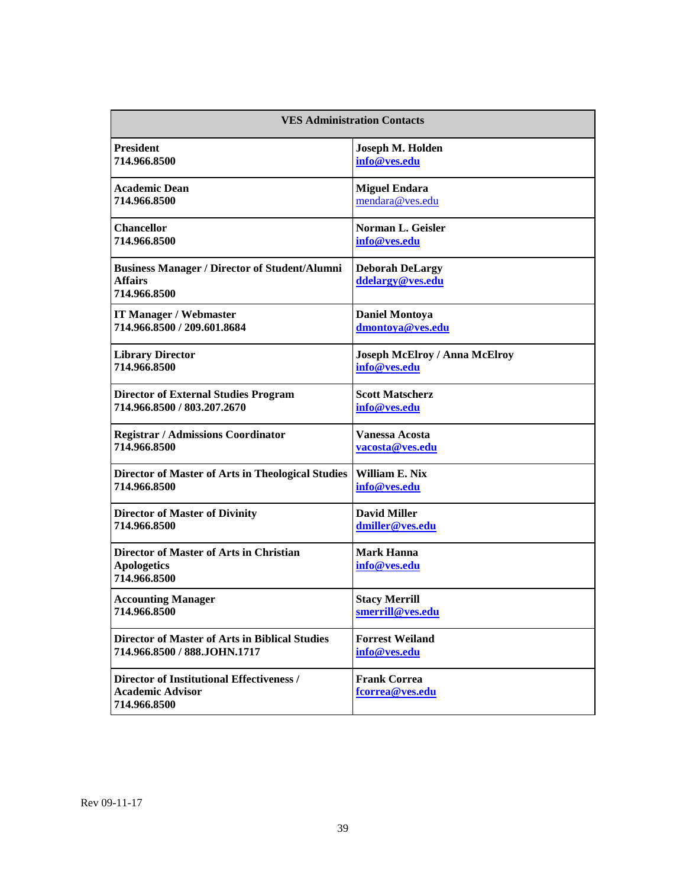| VES Administration Contacts | |
|---|---|
| **President**<br>**714.966.8500** | **Joseph M. Holden**<br>**info@ves.edu** |
| **Academic Dean**<br>**714.966.8500** | **Miguel Endara**<br>mendara@ves.edu |
| **Chancellor**<br>**714.966.8500** | **Norman L. Geisler**<br>**info@ves.edu** |
| **Business Manager / Director of Student/Alumni Affairs**<br>**714.966.8500** | **Deborah DeLargy**<br>**ddelargy@ves.edu** |
| **IT Manager / Webmaster**<br>**714.966.8500 / 209.601.8684** | **Daniel Montoya**<br>**dmontoya@ves.edu** |
| **Library Director**<br>**714.966.8500** | **Joseph McElroy / Anna McElroy**<br>**info@ves.edu** |
| **Director of External Studies Program**<br>**714.966.8500 / 803.207.2670** | **Scott Matscherz**<br>**info@ves.edu** |
| **Registrar / Admissions Coordinator**<br>**714.966.8500** | **Vanessa Acosta**<br>**vacosta@ves.edu** |
| **Director of Master of Arts in Theological Studies**<br>**714.966.8500** | **William E. Nix**<br>**info@ves.edu** |
| **Director of Master of Divinity**<br>**714.966.8500** | **David Miller**<br>**dmiller@ves.edu** |
| **Director of Master of Arts in Christian Apologetics**<br>**714.966.8500** | **Mark Hanna**<br>**info@ves.edu** |
| **Accounting Manager**<br>**714.966.8500** | **Stacy Merrill**<br>**smerrill@ves.edu** |
| **Director of Master of Arts in Biblical Studies**<br>**714.966.8500 / 888.JOHN.1717** | **Forrest Weiland**<br>**info@ves.edu** |
| **Director of Institutional Effectiveness / Academic Advisor**<br>**714.966.8500** | **Frank Correa**<br>**fcorrea@ves.edu** |

Rev 09-11-17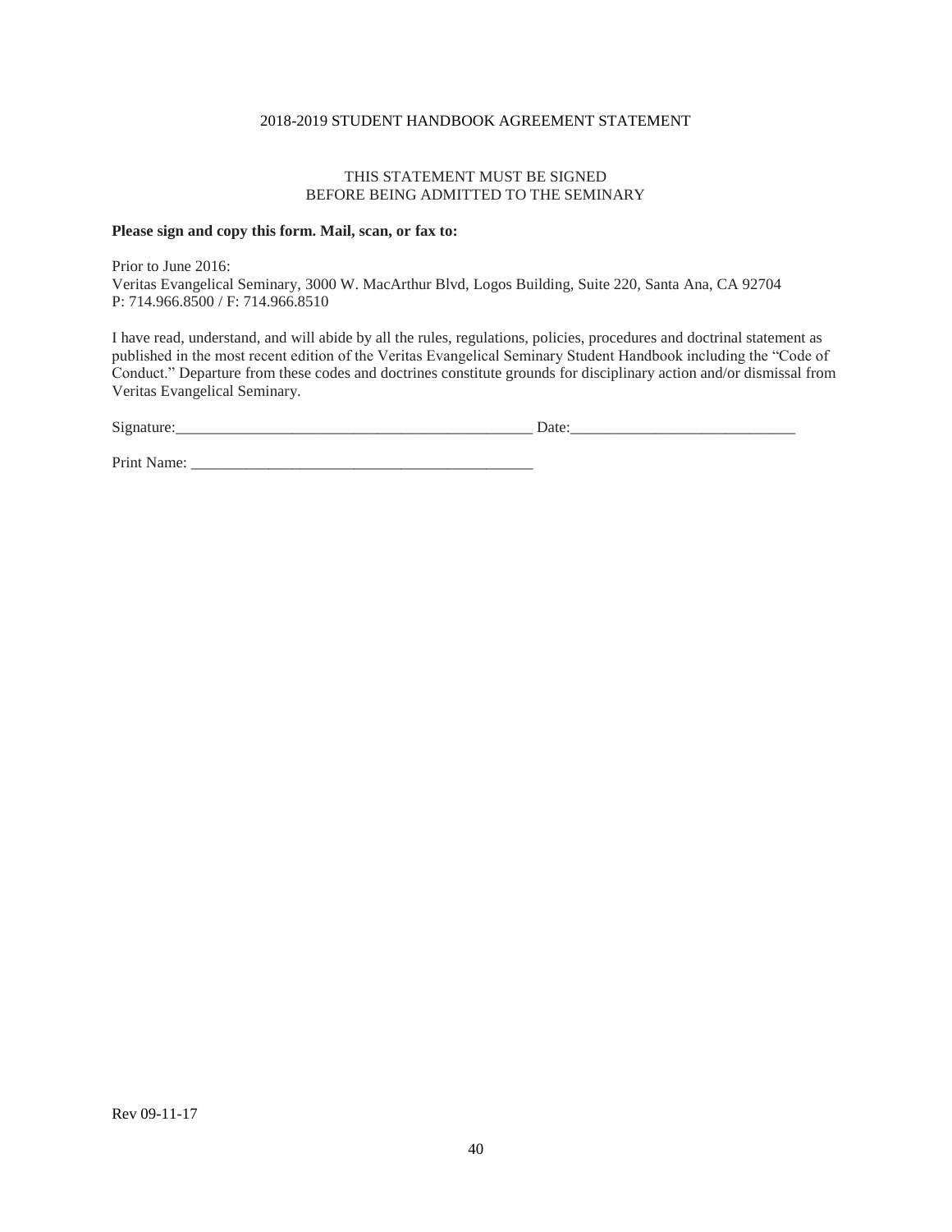## 2018-2019 STUDENT HANDBOOK AGREEMENT STATEMENT

THIS STATEMENT MUST BE SIGNED
BEFORE BEING ADMITTED TO THE SEMINARY

**Please sign and copy this form. Mail, scan, or fax to:**

Prior to June 2016:
Veritas Evangelical Seminary, 3000 W. MacArthur Blvd, Logos Building, Suite 220, Santa Ana, CA 92704
P: 714.966.8500 / F: 714.966.8510

I have read, understand, and will abide by all the rules, regulations, policies, procedures and doctrinal statement as published in the most recent edition of the Veritas Evangelical Seminary Student Handbook including the "Code of Conduct." Departure from these codes and doctrines constitute grounds for disciplinary action and/or dismissal from Veritas Evangelical Seminary.

Signature:_______________________________________________ Date:_____________________________

Print Name: ______________________________________________

Rev 09-11-17